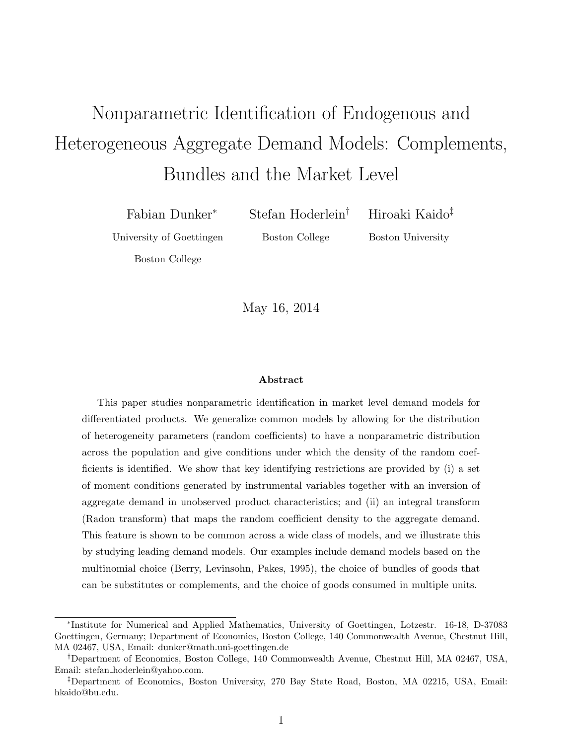# Nonparametric Identification of Endogenous and Heterogeneous Aggregate Demand Models: Complements, Bundles and the Market Level

Fabian Dunker[*] — University of Goettingen, Boston College

Stefan Hoderlein[†] — Boston College

Hiroaki Kaido[‡] — Boston University

May 16, 2014

### Abstract

This paper studies nonparametric identification in market level demand models for differentiated products. We generalize common models by allowing for the distribution of heterogeneity parameters (random coefficients) to have a nonparametric distribution across the population and give conditions under which the density of the random coefficients is identified. We show that key identifying restrictions are provided by (i) a set of moment conditions generated by instrumental variables together with an inversion of aggregate demand in unobserved product characteristics; and (ii) an integral transform (Radon transform) that maps the random coefficient density to the aggregate demand. This feature is shown to be common across a wide class of models, and we illustrate this by studying leading demand models. Our examples include demand models based on the multinomial choice (Berry, Levinsohn, Pakes, 1995), the choice of bundles of goods that can be substitutes or complements, and the choice of goods consumed in multiple units.

---

[*] Institute for Numerical and Applied Mathematics, University of Goettingen, Lotzestr. 16-18, D-37083 Goettingen, Germany; Department of Economics, Boston College, 140 Commonwealth Avenue, Chestnut Hill, MA 02467, USA, Email: dunker@math.uni-goettingen.de

[†] Department of Economics, Boston College, 140 Commonwealth Avenue, Chestnut Hill, MA 02467, USA, Email: stefan_hoderlein@yahoo.com.

[‡] Department of Economics, Boston University, 270 Bay State Road, Boston, MA 02215, USA, Email: hkaido@bu.edu.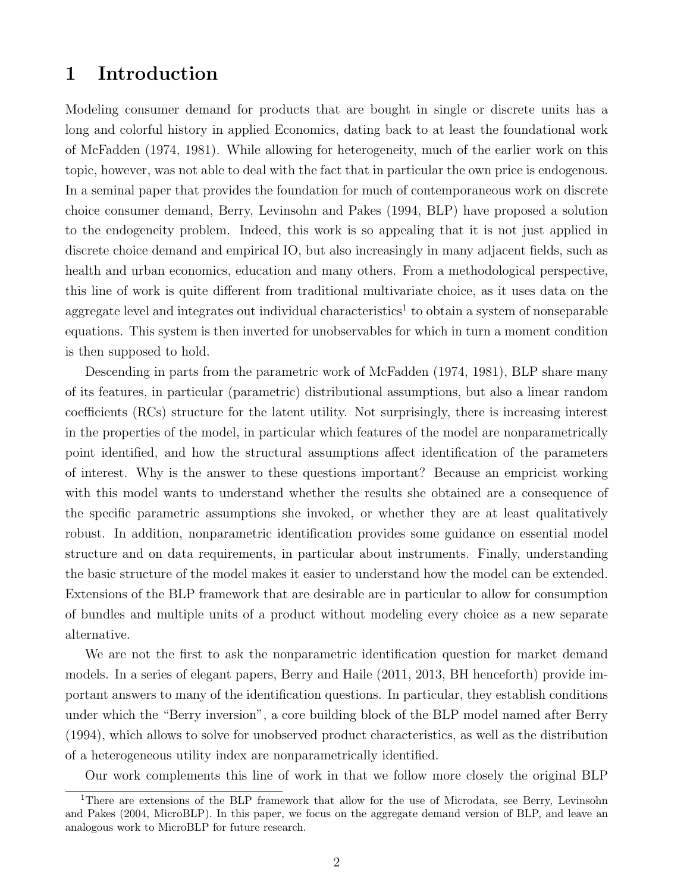# 1 Introduction

Modeling consumer demand for products that are bought in single or discrete units has a long and colorful history in applied Economics, dating back to at least the foundational work of McFadden (1974, 1981). While allowing for heterogeneity, much of the earlier work on this topic, however, was not able to deal with the fact that in particular the own price is endogenous. In a seminal paper that provides the foundation for much of contemporaneous work on discrete choice consumer demand, Berry, Levinsohn and Pakes (1994, BLP) have proposed a solution to the endogeneity problem. Indeed, this work is so appealing that it is not just applied in discrete choice demand and empirical IO, but also increasingly in many adjacent fields, such as health and urban economics, education and many others. From a methodological perspective, this line of work is quite different from traditional multivariate choice, as it uses data on the aggregate level and integrates out individual characteristics[1] to obtain a system of nonseparable equations. This system is then inverted for unobservables for which in turn a moment condition is then supposed to hold.

Descending in parts from the parametric work of McFadden (1974, 1981), BLP share many of its features, in particular (parametric) distributional assumptions, but also a linear random coefficients (RCs) structure for the latent utility. Not surprisingly, there is increasing interest in the properties of the model, in particular which features of the model are nonparametrically point identified, and how the structural assumptions affect identification of the parameters of interest. Why is the answer to these questions important? Because an empricist working with this model wants to understand whether the results she obtained are a consequence of the specific parametric assumptions she invoked, or whether they are at least qualitatively robust. In addition, nonparametric identification provides some guidance on essential model structure and on data requirements, in particular about instruments. Finally, understanding the basic structure of the model makes it easier to understand how the model can be extended. Extensions of the BLP framework that are desirable are in particular to allow for consumption of bundles and multiple units of a product without modeling every choice as a new separate alternative.

We are not the first to ask the nonparametric identification question for market demand models. In a series of elegant papers, Berry and Haile (2011, 2013, BH henceforth) provide important answers to many of the identification questions. In particular, they establish conditions under which the "Berry inversion", a core building block of the BLP model named after Berry (1994), which allows to solve for unobserved product characteristics, as well as the distribution of a heterogeneous utility index are nonparametrically identified.

Our work complements this line of work in that we follow more closely the original BLP

[1] There are extensions of the BLP framework that allow for the use of Microdata, see Berry, Levinsohn and Pakes (2004, MicroBLP). In this paper, we focus on the aggregate demand version of BLP, and leave an analogous work to MicroBLP for future research.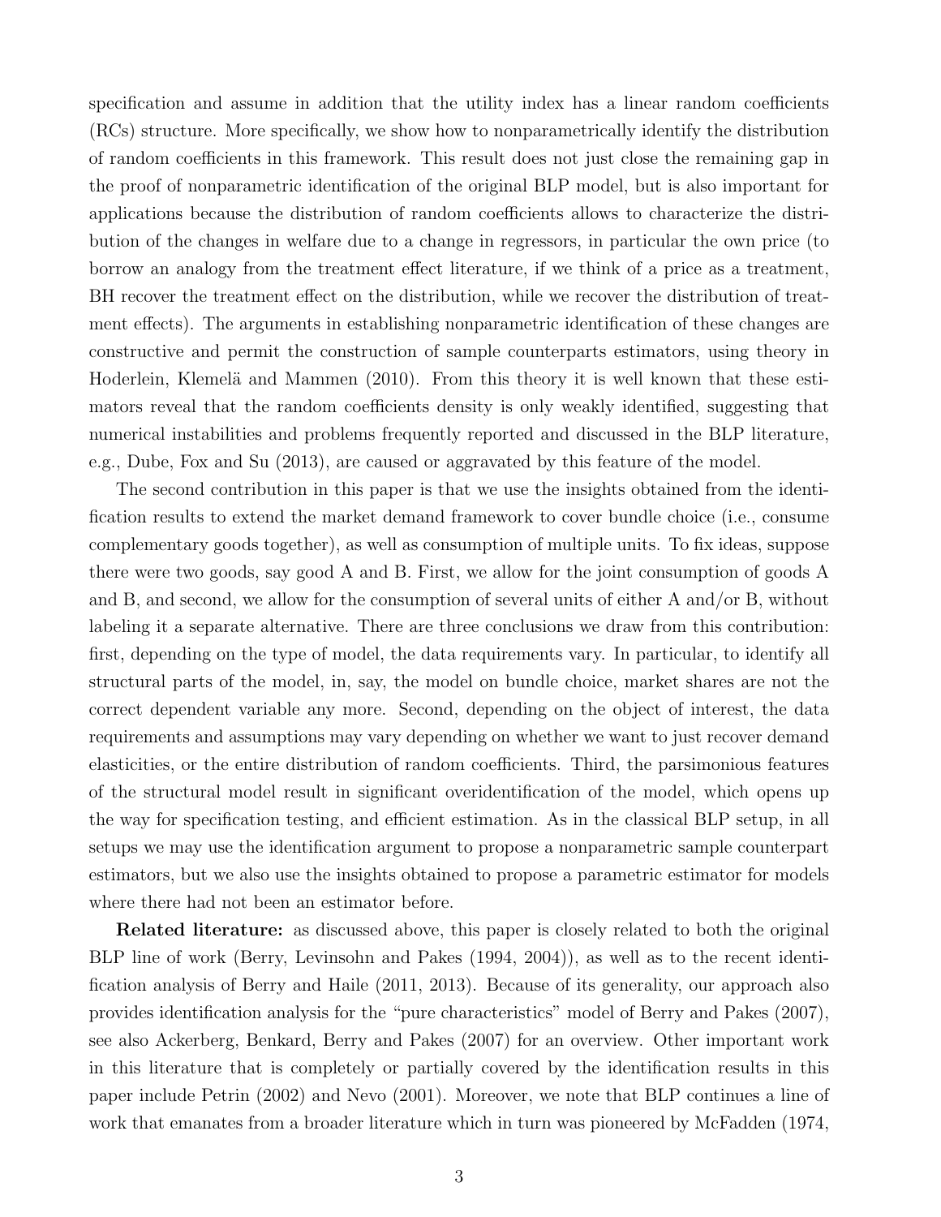specification and assume in addition that the utility index has a linear random coefficients (RCs) structure. More specifically, we show how to nonparametrically identify the distribution of random coefficients in this framework. This result does not just close the remaining gap in the proof of nonparametric identification of the original BLP model, but is also important for applications because the distribution of random coefficients allows to characterize the distribution of the changes in welfare due to a change in regressors, in particular the own price (to borrow an analogy from the treatment effect literature, if we think of a price as a treatment, BH recover the treatment effect on the distribution, while we recover the distribution of treatment effects). The arguments in establishing nonparametric identification of these changes are constructive and permit the construction of sample counterparts estimators, using theory in Hoderlein, Klemelä and Mammen (2010). From this theory it is well known that these estimators reveal that the random coefficients density is only weakly identified, suggesting that numerical instabilities and problems frequently reported and discussed in the BLP literature, e.g., Dube, Fox and Su (2013), are caused or aggravated by this feature of the model.

The second contribution in this paper is that we use the insights obtained from the identification results to extend the market demand framework to cover bundle choice (i.e., consume complementary goods together), as well as consumption of multiple units. To fix ideas, suppose there were two goods, say good A and B. First, we allow for the joint consumption of goods A and B, and second, we allow for the consumption of several units of either A and/or B, without labeling it a separate alternative. There are three conclusions we draw from this contribution: first, depending on the type of model, the data requirements vary. In particular, to identify all structural parts of the model, in, say, the model on bundle choice, market shares are not the correct dependent variable any more. Second, depending on the object of interest, the data requirements and assumptions may vary depending on whether we want to just recover demand elasticities, or the entire distribution of random coefficients. Third, the parsimonious features of the structural model result in significant overidentification of the model, which opens up the way for specification testing, and efficient estimation. As in the classical BLP setup, in all setups we may use the identification argument to propose a nonparametric sample counterpart estimators, but we also use the insights obtained to propose a parametric estimator for models where there had not been an estimator before.

**Related literature:** as discussed above, this paper is closely related to both the original BLP line of work (Berry, Levinsohn and Pakes (1994, 2004)), as well as to the recent identification analysis of Berry and Haile (2011, 2013). Because of its generality, our approach also provides identification analysis for the "pure characteristics" model of Berry and Pakes (2007), see also Ackerberg, Benkard, Berry and Pakes (2007) for an overview. Other important work in this literature that is completely or partially covered by the identification results in this paper include Petrin (2002) and Nevo (2001). Moreover, we note that BLP continues a line of work that emanates from a broader literature which in turn was pioneered by McFadden (1974,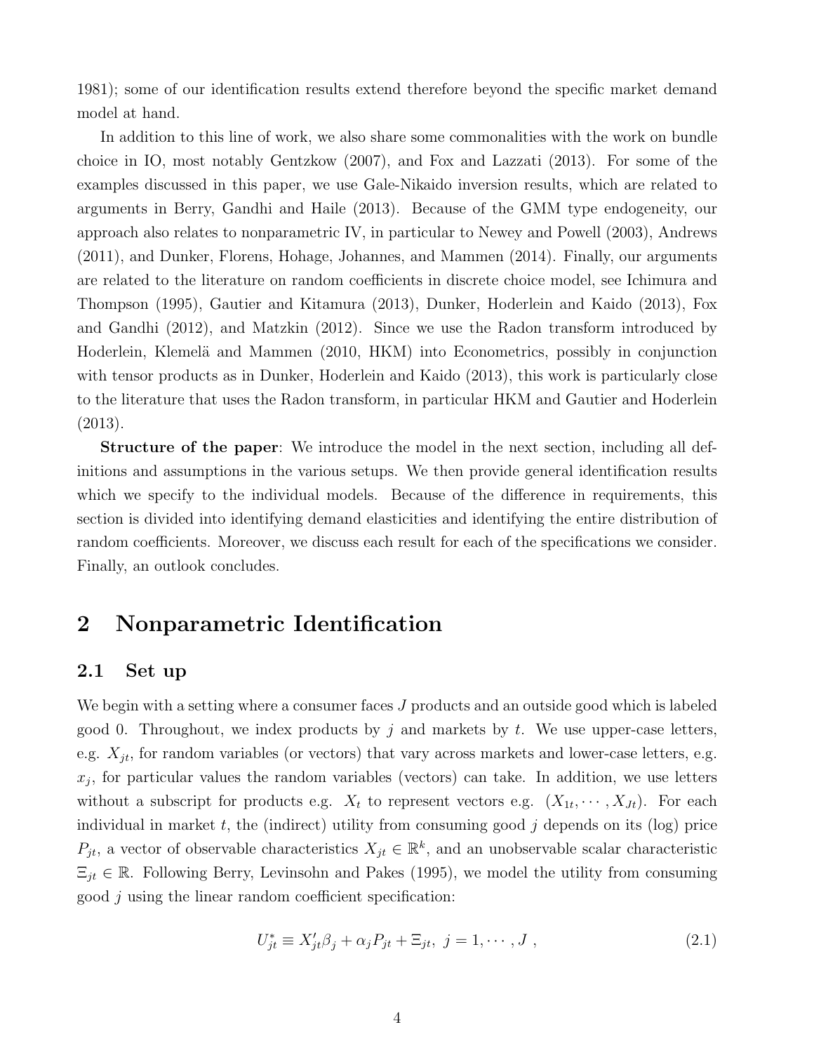1981); some of our identification results extend therefore beyond the specific market demand model at hand.

In addition to this line of work, we also share some commonalities with the work on bundle choice in IO, most notably Gentzkow (2007), and Fox and Lazzati (2013). For some of the examples discussed in this paper, we use Gale-Nikaido inversion results, which are related to arguments in Berry, Gandhi and Haile (2013). Because of the GMM type endogeneity, our approach also relates to nonparametric IV, in particular to Newey and Powell (2003), Andrews (2011), and Dunker, Florens, Hohage, Johannes, and Mammen (2014). Finally, our arguments are related to the literature on random coefficients in discrete choice model, see Ichimura and Thompson (1995), Gautier and Kitamura (2013), Dunker, Hoderlein and Kaido (2013), Fox and Gandhi (2012), and Matzkin (2012). Since we use the Radon transform introduced by Hoderlein, Klemelä and Mammen (2010, HKM) into Econometrics, possibly in conjunction with tensor products as in Dunker, Hoderlein and Kaido (2013), this work is particularly close to the literature that uses the Radon transform, in particular HKM and Gautier and Hoderlein (2013).

**Structure of the paper**: We introduce the model in the next section, including all definitions and assumptions in the various setups. We then provide general identification results which we specify to the individual models. Because of the difference in requirements, this section is divided into identifying demand elasticities and identifying the entire distribution of random coefficients. Moreover, we discuss each result for each of the specifications we consider. Finally, an outlook concludes.

# 2 Nonparametric Identification

## 2.1 Set up

We begin with a setting where a consumer faces $J$ products and an outside good which is labeled good 0. Throughout, we index products by $j$ and markets by $t$. We use upper-case letters, e.g. $X_{jt}$, for random variables (or vectors) that vary across markets and lower-case letters, e.g. $x_j$, for particular values the random variables (vectors) can take. In addition, we use letters without a subscript for products e.g. $X_t$ to represent vectors e.g. $(X_{1t}, \cdots, X_{Jt})$. For each individual in market $t$, the (indirect) utility from consuming good $j$ depends on its (log) price $P_{jt}$, a vector of observable characteristics $X_{jt} \in \mathbb{R}^k$, and an unobservable scalar characteristic $\Xi_{jt} \in \mathbb{R}$. Following Berry, Levinsohn and Pakes (1995), we model the utility from consuming good $j$ using the linear random coefficient specification:

$$U^*_{jt} \equiv X'_{jt}\beta_j + \alpha_j P_{jt} + \Xi_{jt}, \; j = 1, \cdots, J \; , \tag{2.1}$$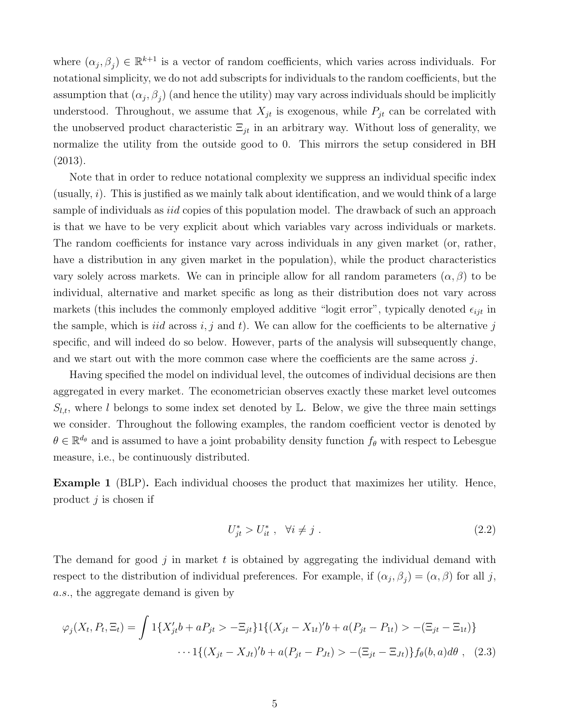where $(\alpha_j, \beta_j) \in \mathbb{R}^{k+1}$ is a vector of random coefficients, which varies across individuals. For notational simplicity, we do not add subscripts for individuals to the random coefficients, but the assumption that $(\alpha_j, \beta_j)$ (and hence the utility) may vary across individuals should be implicitly understood. Throughout, we assume that $X_{jt}$ is exogenous, while $P_{jt}$ can be correlated with the unobserved product characteristic $\Xi_{jt}$ in an arbitrary way. Without loss of generality, we normalize the utility from the outside good to 0. This mirrors the setup considered in BH (2013).

Note that in order to reduce notational complexity we suppress an individual specific index (usually, $i$). This is justified as we mainly talk about identification, and we would think of a large sample of individuals as *iid* copies of this population model. The drawback of such an approach is that we have to be very explicit about which variables vary across individuals or markets. The random coefficients for instance vary across individuals in any given market (or, rather, have a distribution in any given market in the population), while the product characteristics vary solely across markets. We can in principle allow for all random parameters $(\alpha, \beta)$ to be individual, alternative and market specific as long as their distribution does not vary across markets (this includes the commonly employed additive "logit error", typically denoted $\epsilon_{ijt}$ in the sample, which is *iid* across $i, j$ and $t$). We can allow for the coefficients to be alternative $j$ specific, and will indeed do so below. However, parts of the analysis will subsequently change, and we start out with the more common case where the coefficients are the same across $j$.

Having specified the model on individual level, the outcomes of individual decisions are then aggregated in every market. The econometrician observes exactly these market level outcomes $S_{l,t}$, where $l$ belongs to some index set denoted by $\mathbb{L}$. Below, we give the three main settings we consider. Throughout the following examples, the random coefficient vector is denoted by $\theta \in \mathbb{R}^{d_\theta}$ and is assumed to have a joint probability density function $f_\theta$ with respect to Lebesgue measure, i.e., be continuously distributed.

**Example 1** (BLP)**.** Each individual chooses the product that maximizes her utility. Hence, product $j$ is chosen if

$$U_{jt}^* > U_{it}^* \;, \quad \forall i \neq j \;. \tag{2.2}$$

The demand for good $j$ in market $t$ is obtained by aggregating the individual demand with respect to the distribution of individual preferences. For example, if $(\alpha_j, \beta_j) = (\alpha, \beta)$ for all $j$, *a.s.*, the aggregate demand is given by

$$\begin{aligned}\varphi_j(X_t, P_t, \Xi_t) = \int & 1\{X_{jt}'b + aP_{jt} > -\Xi_{jt}\}1\{(X_{jt} - X_{1t})'b + a(P_{jt} - P_{1t}) > -(\Xi_{jt} - \Xi_{1t})\} \\ & \cdots 1\{(X_{jt} - X_{Jt})'b + a(P_{jt} - P_{Jt}) > -(\Xi_{jt} - \Xi_{Jt})\} f_\theta(b, a) d\theta \;, \end{aligned} \tag{2.3}$$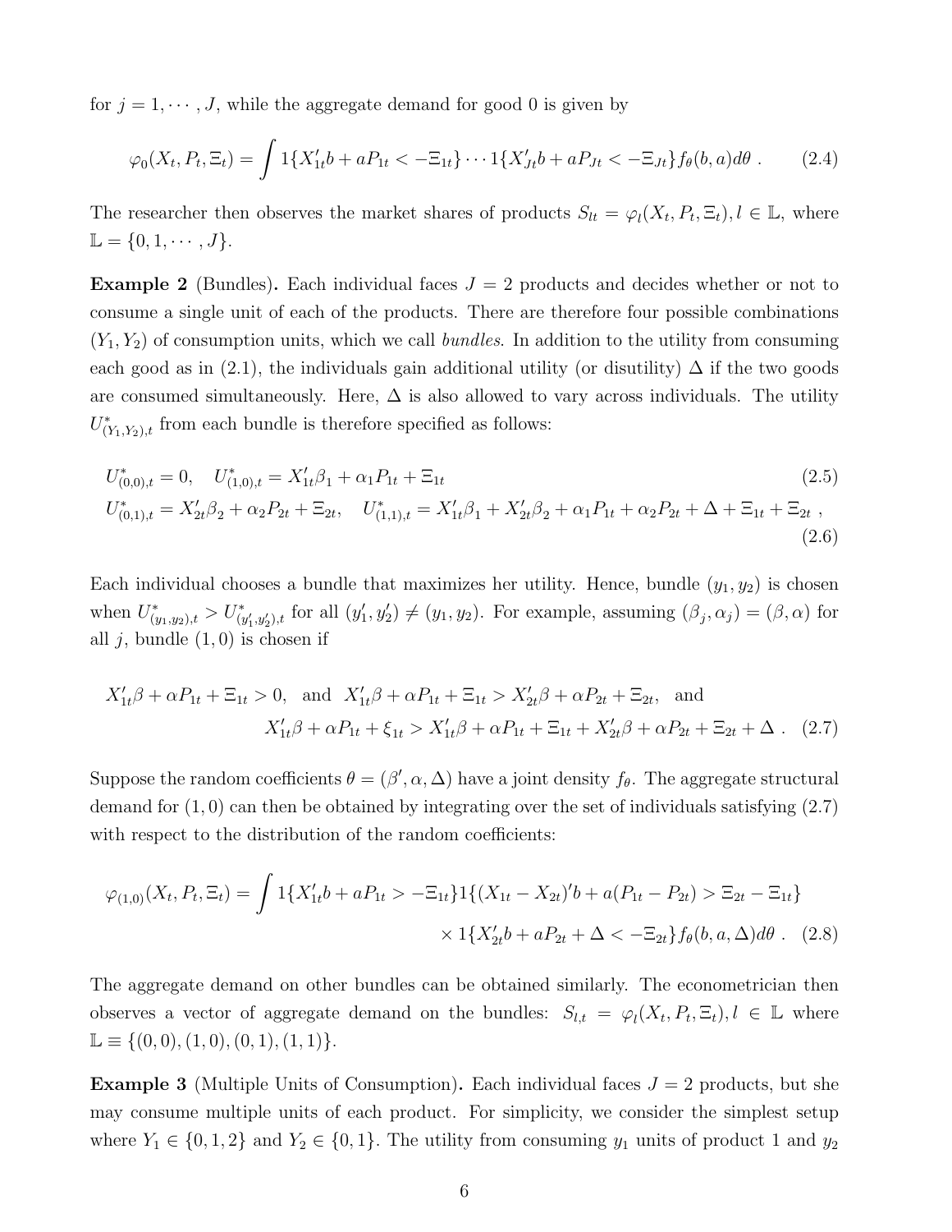for $j = 1, \cdots, J$, while the aggregate demand for good 0 is given by

$$\varphi_0(X_t, P_t, \Xi_t) = \int 1\{X_{1t}'b + aP_{1t} < -\Xi_{1t}\} \cdots 1\{X_{Jt}'b + aP_{Jt} < -\Xi_{Jt}\} f_\theta(b, a) d\theta \ . \tag{2.4}$$

The researcher then observes the market shares of products $S_{lt} = \varphi_l(X_t, P_t, \Xi_t), l \in \mathbb{L}$, where $\mathbb{L} = \{0, 1, \cdots, J\}$.

**Example 2** (Bundles)**.** Each individual faces $J = 2$ products and decides whether or not to consume a single unit of each of the products. There are therefore four possible combinations $(Y_1, Y_2)$ of consumption units, which we call *bundles*. In addition to the utility from consuming each good as in (2.1), the individuals gain additional utility (or disutility) $\Delta$ if the two goods are consumed simultaneously. Here, $\Delta$ is also allowed to vary across individuals. The utility $U^*_{(Y_1,Y_2),t}$ from each bundle is therefore specified as follows:

$$U^*_{(0,0),t} = 0, \quad U^*_{(1,0),t} = X_{1t}'\beta_1 + \alpha_1 P_{1t} + \Xi_{1t} \tag{2.5}$$

$$U^*_{(0,1),t} = X_{2t}'\beta_2 + \alpha_2 P_{2t} + \Xi_{2t}, \quad U^*_{(1,1),t} = X_{1t}'\beta_1 + X_{2t}'\beta_2 + \alpha_1 P_{1t} + \alpha_2 P_{2t} + \Delta + \Xi_{1t} + \Xi_{2t} \ , \tag{2.6}$$

Each individual chooses a bundle that maximizes her utility. Hence, bundle $(y_1, y_2)$ is chosen when $U^*_{(y_1,y_2),t} > U^*_{(y_1',y_2'),t}$ for all $(y_1', y_2') \neq (y_1, y_2)$. For example, assuming $(\beta_j, \alpha_j) = (\beta, \alpha)$ for all $j$, bundle $(1, 0)$ is chosen if

$$\begin{aligned} X_{1t}'\beta + \alpha P_{1t} + \Xi_{1t} > 0, \ \text{ and } \ X_{1t}'\beta + \alpha P_{1t} + \Xi_{1t} > X_{2t}'\beta + \alpha P_{2t} + \Xi_{2t}, \ \text{ and} \\ X_{1t}'\beta + \alpha P_{1t} + \xi_{1t} > X_{1t}'\beta + \alpha P_{1t} + \Xi_{1t} + X_{2t}'\beta + \alpha P_{2t} + \Xi_{2t} + \Delta \ . \end{aligned} \tag{2.7}$$

Suppose the random coefficients $\theta = (\beta', \alpha, \Delta)$ have a joint density $f_\theta$. The aggregate structural demand for $(1, 0)$ can then be obtained by integrating over the set of individuals satisfying (2.7) with respect to the distribution of the random coefficients:

$$\begin{aligned} \varphi_{(1,0)}(X_t, P_t, \Xi_t) = \int 1\{X_{1t}'b + aP_{1t} > -\Xi_{1t}\} 1\{(X_{1t} - X_{2t})'b + a(P_{1t} - P_{2t}) > \Xi_{2t} - \Xi_{1t}\} \\ \times 1\{X_{2t}'b + aP_{2t} + \Delta < -\Xi_{2t}\} f_\theta(b, a, \Delta) d\theta \ . \end{aligned} \tag{2.8}$$

The aggregate demand on other bundles can be obtained similarly. The econometrician then observes a vector of aggregate demand on the bundles: $S_{l,t} = \varphi_l(X_t, P_t, \Xi_t), l \in \mathbb{L}$ where $\mathbb{L} \equiv \{(0, 0), (1, 0), (0, 1), (1, 1)\}$.

**Example 3** (Multiple Units of Consumption)**.** Each individual faces $J = 2$ products, but she may consume multiple units of each product. For simplicity, we consider the simplest setup where $Y_1 \in \{0, 1, 2\}$ and $Y_2 \in \{0, 1\}$. The utility from consuming $y_1$ units of product 1 and $y_2$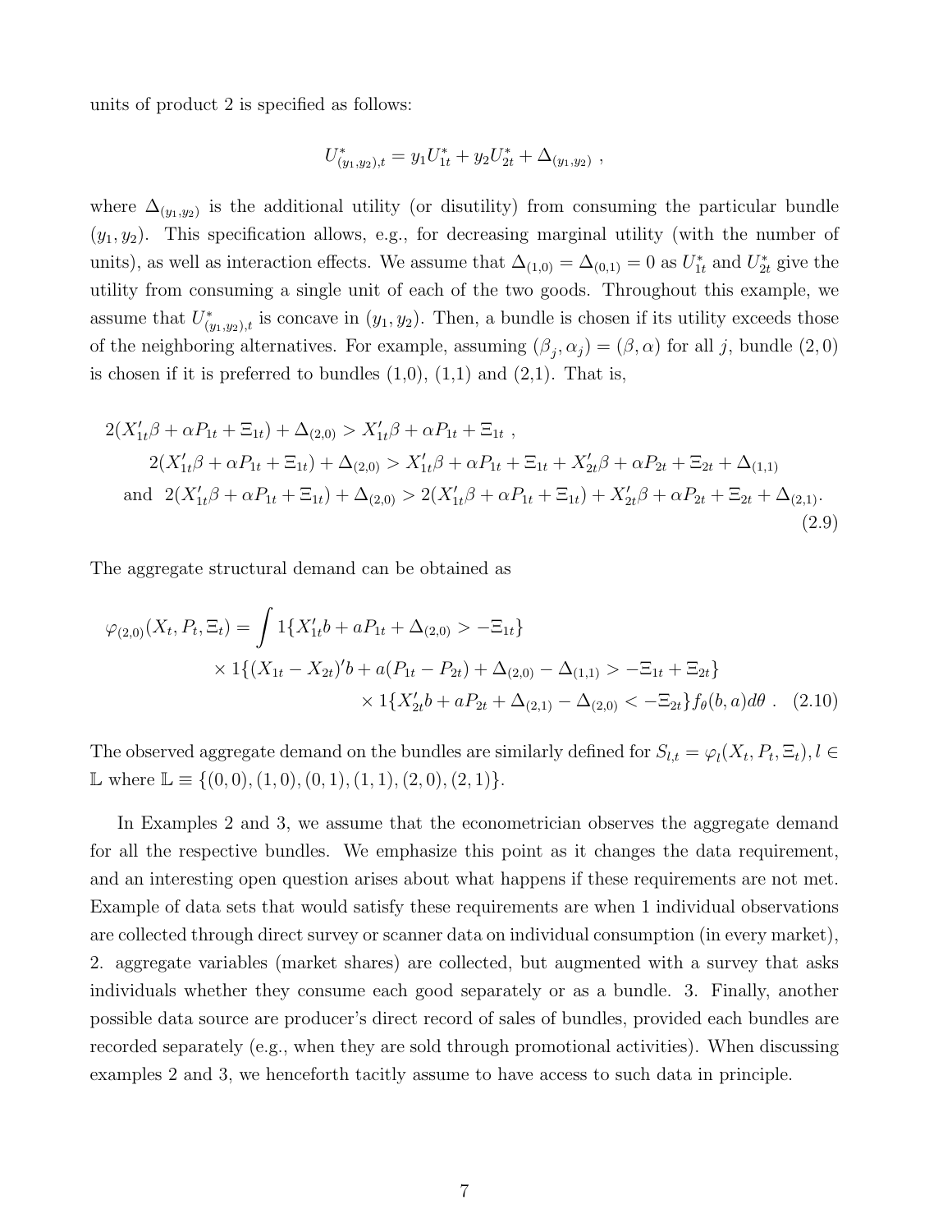units of product 2 is specified as follows:

$$U^*_{(y_1,y_2),t} = y_1 U^*_{1t} + y_2 U^*_{2t} + \Delta_{(y_1,y_2)} \ ,$$

where $\Delta_{(y_1,y_2)}$ is the additional utility (or disutility) from consuming the particular bundle $(y_1, y_2)$. This specification allows, e.g., for decreasing marginal utility (with the number of units), as well as interaction effects. We assume that $\Delta_{(1,0)} = \Delta_{(0,1)} = 0$ as $U^*_{1t}$ and $U^*_{2t}$ give the utility from consuming a single unit of each of the two goods. Throughout this example, we assume that $U^*_{(y_1,y_2),t}$ is concave in $(y_1, y_2)$. Then, a bundle is chosen if its utility exceeds those of the neighboring alternatives. For example, assuming $(\beta_j, \alpha_j) = (\beta, \alpha)$ for all $j$, bundle $(2, 0)$ is chosen if it is preferred to bundles (1,0), (1,1) and (2,1). That is,

$$\begin{aligned}
2(X'_{1t}\beta + \alpha P_{1t} + \Xi_{1t}) + \Delta_{(2,0)} &> X'_{1t}\beta + \alpha P_{1t} + \Xi_{1t} \ , \\
2(X'_{1t}\beta + \alpha P_{1t} + \Xi_{1t}) + \Delta_{(2,0)} &> X'_{1t}\beta + \alpha P_{1t} + \Xi_{1t} + X'_{2t}\beta + \alpha P_{2t} + \Xi_{2t} + \Delta_{(1,1)} \\
\text{and} \ \ 2(X'_{1t}\beta + \alpha P_{1t} + \Xi_{1t}) + \Delta_{(2,0)} &> 2(X'_{1t}\beta + \alpha P_{1t} + \Xi_{1t}) + X'_{2t}\beta + \alpha P_{2t} + \Xi_{2t} + \Delta_{(2,1)} .
\end{aligned} \tag{2.9}$$

The aggregate structural demand can be obtained as

$$\begin{aligned}
\varphi_{(2,0)}(X_t, P_t, \Xi_t) = \int & 1\{X'_{1t}b + aP_{1t} + \Delta_{(2,0)} > -\Xi_{1t}\} \\
& \times 1\{(X_{1t} - X_{2t})'b + a(P_{1t} - P_{2t}) + \Delta_{(2,0)} - \Delta_{(1,1)} > -\Xi_{1t} + \Xi_{2t}\} \\
& \times 1\{X'_{2t}b + aP_{2t} + \Delta_{(2,1)} - \Delta_{(2,0)} < -\Xi_{2t}\} f_\theta(b, a) d\theta \ .
\end{aligned} \tag{2.10}$$

The observed aggregate demand on the bundles are similarly defined for $S_{l,t} = \varphi_l(X_t, P_t, \Xi_t), l \in \mathbb{L}$ where $\mathbb{L} \equiv \{(0,0), (1,0), (0,1), (1,1), (2,0), (2,1)\}$.

In Examples 2 and 3, we assume that the econometrician observes the aggregate demand for all the respective bundles. We emphasize this point as it changes the data requirement, and an interesting open question arises about what happens if these requirements are not met. Example of data sets that would satisfy these requirements are when 1 individual observations are collected through direct survey or scanner data on individual consumption (in every market), 2. aggregate variables (market shares) are collected, but augmented with a survey that asks individuals whether they consume each good separately or as a bundle. 3. Finally, another possible data source are producer's direct record of sales of bundles, provided each bundles are recorded separately (e.g., when they are sold through promotional activities). When discussing examples 2 and 3, we henceforth tacitly assume to have access to such data in principle.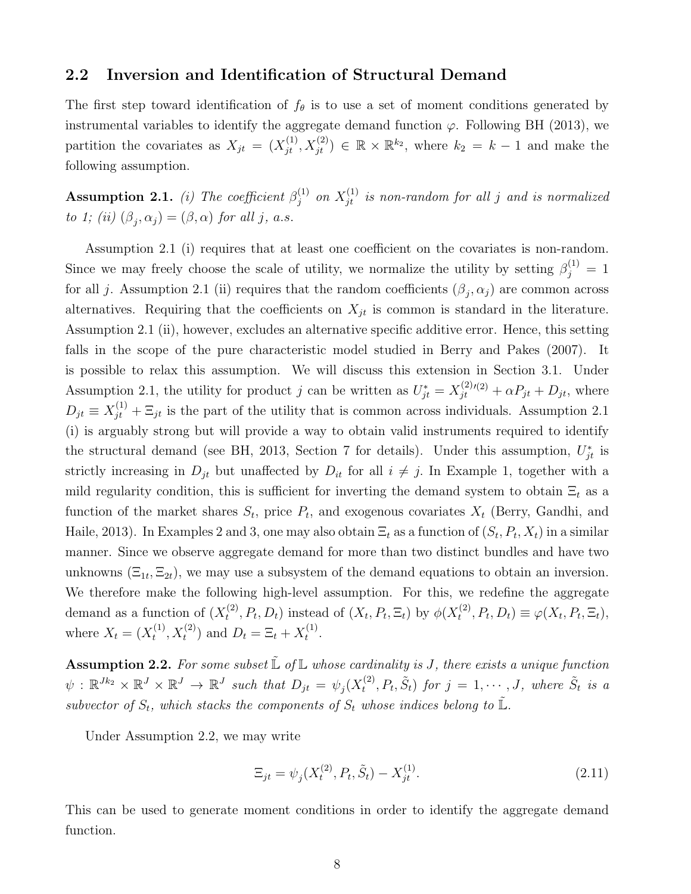## 2.2 Inversion and Identification of Structural Demand

The first step toward identification of $f_\theta$ is to use a set of moment conditions generated by instrumental variables to identify the aggregate demand function $\varphi$. Following BH (2013), we partition the covariates as $X_{jt} = (X_{jt}^{(1)}, X_{jt}^{(2)}) \in \mathbb{R} \times \mathbb{R}^{k_2}$, where $k_2 = k - 1$ and make the following assumption.

**Assumption 2.1.** *(i) The coefficient $\beta_j^{(1)}$ on $X_{jt}^{(1)}$ is non-random for all $j$ and is normalized to 1; (ii) $(\beta_j, \alpha_j) = (\beta, \alpha)$ for all $j$, a.s.*

Assumption 2.1 (i) requires that at least one coefficient on the covariates is non-random. Since we may freely choose the scale of utility, we normalize the utility by setting $\beta_j^{(1)} = 1$ for all $j$. Assumption 2.1 (ii) requires that the random coefficients $(\beta_j, \alpha_j)$ are common across alternatives. Requiring that the coefficients on $X_{jt}$ is common is standard in the literature. Assumption 2.1 (ii), however, excludes an alternative specific additive error. Hence, this setting falls in the scope of the pure characteristic model studied in Berry and Pakes (2007). It is possible to relax this assumption. We will discuss this extension in Section 3.1. Under Assumption 2.1, the utility for product $j$ can be written as $U_{jt}^* = X_{jt}^{(2)\prime(2)} + \alpha P_{jt} + D_{jt}$, where $D_{jt} \equiv X_{jt}^{(1)} + \Xi_{jt}$ is the part of the utility that is common across individuals. Assumption 2.1 (i) is arguably strong but will provide a way to obtain valid instruments required to identify the structural demand (see BH, 2013, Section 7 for details). Under this assumption, $U_{jt}^*$ is strictly increasing in $D_{jt}$ but unaffected by $D_{it}$ for all $i \neq j$. In Example 1, together with a mild regularity condition, this is sufficient for inverting the demand system to obtain $\Xi_t$ as a function of the market shares $S_t$, price $P_t$, and exogenous covariates $X_t$ (Berry, Gandhi, and Haile, 2013). In Examples 2 and 3, one may also obtain $\Xi_t$ as a function of $(S_t, P_t, X_t)$ in a similar manner. Since we observe aggregate demand for more than two distinct bundles and have two unknowns $(\Xi_{1t}, \Xi_{2t})$, we may use a subsystem of the demand equations to obtain an inversion. We therefore make the following high-level assumption. For this, we redefine the aggregate demand as a function of $(X_t^{(2)}, P_t, D_t)$ instead of $(X_t, P_t, \Xi_t)$ by $\phi(X_t^{(2)}, P_t, D_t) \equiv \varphi(X_t, P_t, \Xi_t)$, where $X_t = (X_t^{(1)}, X_t^{(2)})$ and $D_t = \Xi_t + X_t^{(1)}$.

**Assumption 2.2.** *For some subset $\tilde{\mathbb{L}}$ of $\mathbb{L}$ whose cardinality is $J$, there exists a unique function $\psi : \mathbb{R}^{Jk_2} \times \mathbb{R}^J \times \mathbb{R}^J \to \mathbb{R}^J$ such that $D_{jt} = \psi_j(X_t^{(2)}, P_t, \tilde{S}_t)$ for $j = 1, \cdots, J$, where $\tilde{S}_t$ is a subvector of $S_t$, which stacks the components of $S_t$ whose indices belong to $\tilde{\mathbb{L}}$.*

Under Assumption 2.2, we may write

$$\Xi_{jt} = \psi_j(X_t^{(2)}, P_t, \tilde{S}_t) - X_{jt}^{(1)}. \tag{2.11}$$

This can be used to generate moment conditions in order to identify the aggregate demand function.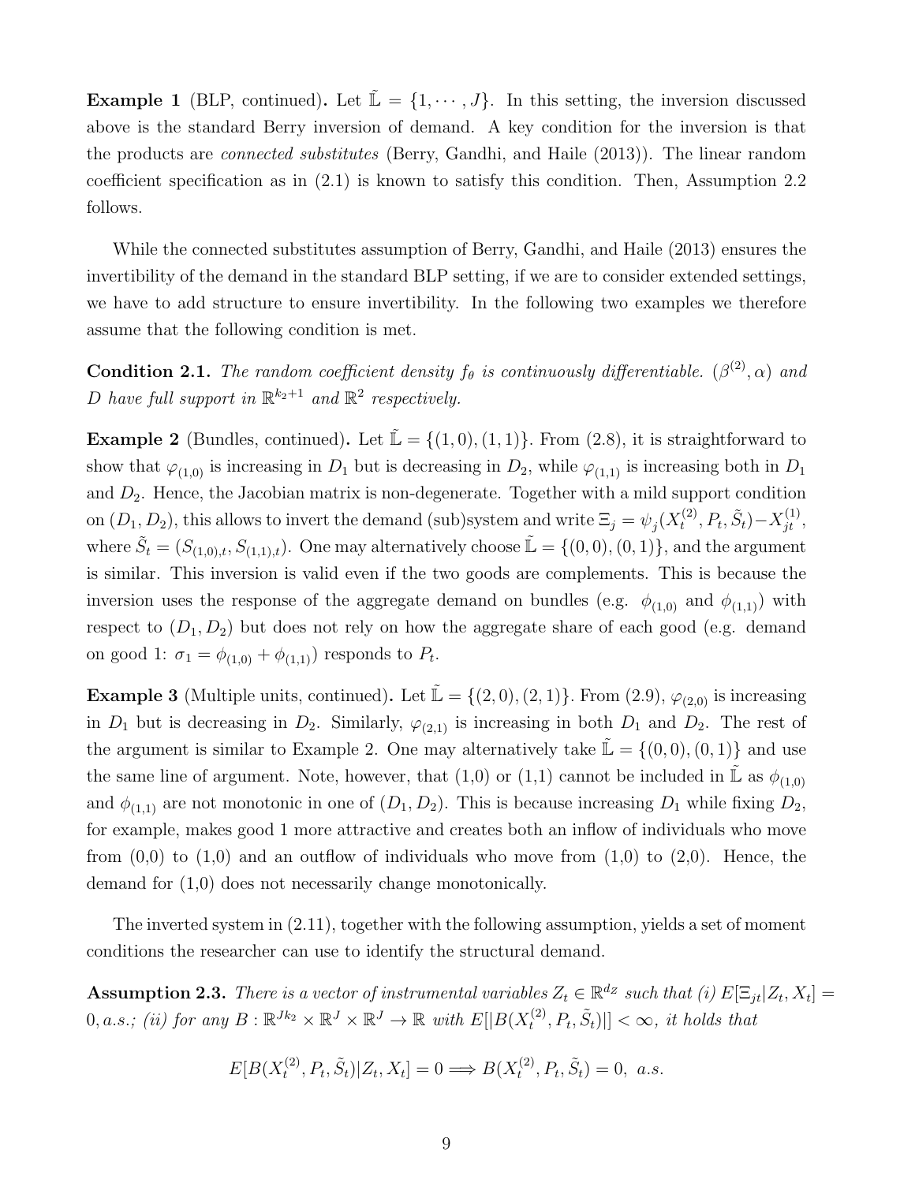**Example 1** (BLP, continued)**.** Let $\tilde{\mathbb{L}} = \{1, \cdots, J\}$. In this setting, the inversion discussed above is the standard Berry inversion of demand. A key condition for the inversion is that the products are *connected substitutes* (Berry, Gandhi, and Haile (2013)). The linear random coefficient specification as in (2.1) is known to satisfy this condition. Then, Assumption 2.2 follows.

While the connected substitutes assumption of Berry, Gandhi, and Haile (2013) ensures the invertibility of the demand in the standard BLP setting, if we are to consider extended settings, we have to add structure to ensure invertibility. In the following two examples we therefore assume that the following condition is met.

**Condition 2.1.** *The random coefficient density $f_\theta$ is continuously differentiable. $(\beta^{(2)}, \alpha)$ and $D$ have full support in $\mathbb{R}^{k_2+1}$ and $\mathbb{R}^2$ respectively.*

**Example 2** (Bundles, continued)**.** Let $\tilde{\mathbb{L}} = \{(1,0), (1,1)\}$. From (2.8), it is straightforward to show that $\varphi_{(1,0)}$ is increasing in $D_1$ but is decreasing in $D_2$, while $\varphi_{(1,1)}$ is increasing both in $D_1$ and $D_2$. Hence, the Jacobian matrix is non-degenerate. Together with a mild support condition on $(D_1, D_2)$, this allows to invert the demand (sub)system and write $\Xi_j = \psi_j(X_t^{(2)}, P_t, \tilde{S}_t) - X_{jt}^{(1)}$, where $\tilde{S}_t = (S_{(1,0),t}, S_{(1,1),t})$. One may alternatively choose $\tilde{\mathbb{L}} = \{(0,0), (0,1)\}$, and the argument is similar. This inversion is valid even if the two goods are complements. This is because the inversion uses the response of the aggregate demand on bundles (e.g. $\phi_{(1,0)}$ and $\phi_{(1,1)}$) with respect to $(D_1, D_2)$ but does not rely on how the aggregate share of each good (e.g. demand on good 1: $\sigma_1 = \phi_{(1,0)} + \phi_{(1,1)}$) responds to $P_t$.

**Example 3** (Multiple units, continued)**.** Let $\tilde{\mathbb{L}} = \{(2,0), (2,1)\}$. From (2.9), $\varphi_{(2,0)}$ is increasing in $D_1$ but is decreasing in $D_2$. Similarly, $\varphi_{(2,1)}$ is increasing in both $D_1$ and $D_2$. The rest of the argument is similar to Example 2. One may alternatively take $\tilde{\mathbb{L}} = \{(0,0), (0,1)\}$ and use the same line of argument. Note, however, that (1,0) or (1,1) cannot be included in $\tilde{\mathbb{L}}$ as $\phi_{(1,0)}$ and $\phi_{(1,1)}$ are not monotonic in one of $(D_1, D_2)$. This is because increasing $D_1$ while fixing $D_2$, for example, makes good 1 more attractive and creates both an inflow of individuals who move from (0,0) to (1,0) and an outflow of individuals who move from (1,0) to (2,0). Hence, the demand for (1,0) does not necessarily change monotonically.

The inverted system in (2.11), together with the following assumption, yields a set of moment conditions the researcher can use to identify the structural demand.

**Assumption 2.3.** *There is a vector of instrumental variables $Z_t \in \mathbb{R}^{d_Z}$ such that (i) $E[\Xi_{jt}|Z_t, X_t] = 0, a.s.$; (ii) for any $B : \mathbb{R}^{Jk_2} \times \mathbb{R}^J \times \mathbb{R}^J \to \mathbb{R}$ with $E[|B(X_t^{(2)}, P_t, \tilde{S}_t)|] < \infty$, it holds that*

$$E[B(X_t^{(2)}, P_t, \tilde{S}_t)|Z_t, X_t] = 0 \Longrightarrow B(X_t^{(2)}, P_t, \tilde{S}_t) = 0, \ a.s.$$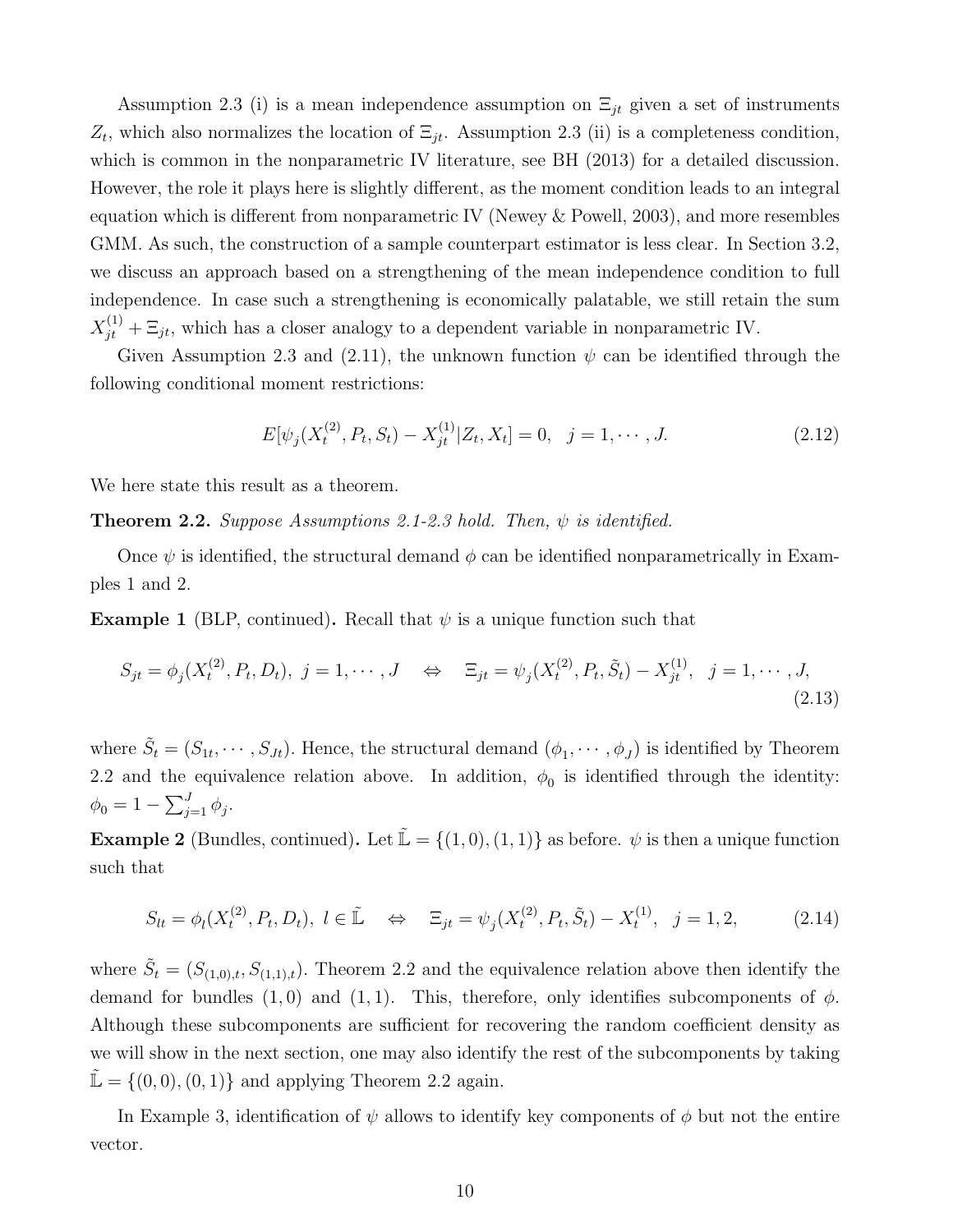Assumption 2.3 (i) is a mean independence assumption on $\Xi_{jt}$ given a set of instruments $Z_t$, which also normalizes the location of $\Xi_{jt}$. Assumption 2.3 (ii) is a completeness condition, which is common in the nonparametric IV literature, see BH (2013) for a detailed discussion. However, the role it plays here is slightly different, as the moment condition leads to an integral equation which is different from nonparametric IV (Newey & Powell, 2003), and more resembles GMM. As such, the construction of a sample counterpart estimator is less clear. In Section 3.2, we discuss an approach based on a strengthening of the mean independence condition to full independence. In case such a strengthening is economically palatable, we still retain the sum $X_{jt}^{(1)} + \Xi_{jt}$, which has a closer analogy to a dependent variable in nonparametric IV.

Given Assumption 2.3 and (2.11), the unknown function $\psi$ can be identified through the following conditional moment restrictions:

$$E[\psi_j(X_t^{(2)}, P_t, S_t) - X_{jt}^{(1)} | Z_t, X_t] = 0, \quad j = 1, \cdots, J. \tag{2.12}$$

We here state this result as a theorem.

**Theorem 2.2.** *Suppose Assumptions 2.1-2.3 hold. Then, $\psi$ is identified.*

Once $\psi$ is identified, the structural demand $\phi$ can be identified nonparametrically in Examples 1 and 2.

**Example 1** (BLP, continued)**.** Recall that $\psi$ is a unique function such that

$$S_{jt} = \phi_j(X_t^{(2)}, P_t, D_t), \ j = 1, \cdots, J \quad \Leftrightarrow \quad \Xi_{jt} = \psi_j(X_t^{(2)}, P_t, \tilde{S}_t) - X_{jt}^{(1)}, \quad j = 1, \cdots, J, \tag{2.13}$$

where $\tilde{S}_t = (S_{1t}, \cdots, S_{Jt})$. Hence, the structural demand $(\phi_1, \cdots, \phi_J)$ is identified by Theorem 2.2 and the equivalence relation above. In addition, $\phi_0$ is identified through the identity: $\phi_0 = 1 - \sum_{j=1}^J \phi_j$.

**Example 2** (Bundles, continued)**.** Let $\tilde{\mathbb{L}} = \{(1, 0), (1, 1)\}$ as before. $\psi$ is then a unique function such that

$$S_{lt} = \phi_l(X_t^{(2)}, P_t, D_t), \ l \in \tilde{\mathbb{L}} \quad \Leftrightarrow \quad \Xi_{jt} = \psi_j(X_t^{(2)}, P_t, \tilde{S}_t) - X_t^{(1)}, \quad j = 1, 2, \tag{2.14}$$

where $\tilde{S}_t = (S_{(1,0),t}, S_{(1,1),t})$. Theorem 2.2 and the equivalence relation above then identify the demand for bundles $(1, 0)$ and $(1, 1)$. This, therefore, only identifies subcomponents of $\phi$. Although these subcomponents are sufficient for recovering the random coefficient density as we will show in the next section, one may also identify the rest of the subcomponents by taking $\tilde{\mathbb{L}} = \{(0, 0), (0, 1)\}$ and applying Theorem 2.2 again.

In Example 3, identification of $\psi$ allows to identify key components of $\phi$ but not the entire vector.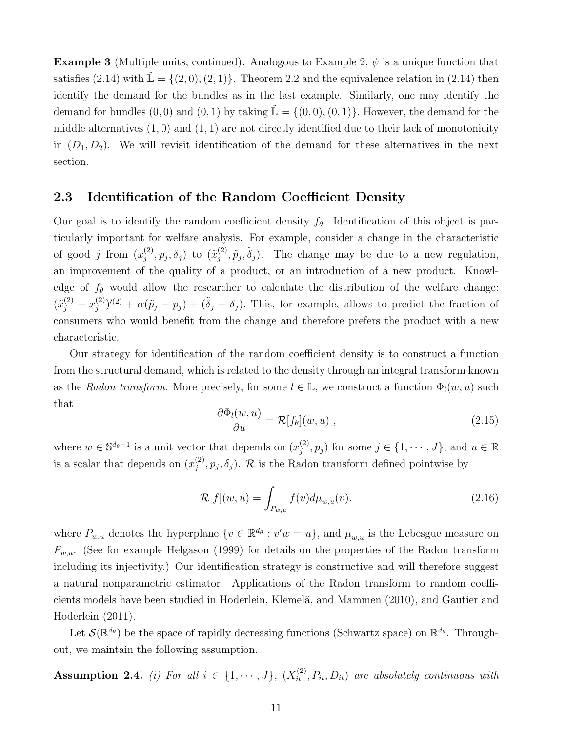**Example 3** (Multiple units, continued)**.** Analogous to Example 2, $\psi$ is a unique function that satisfies (2.14) with $\tilde{\mathbb{L}} = \{(2,0),(2,1)\}$. Theorem 2.2 and the equivalence relation in (2.14) then identify the demand for the bundles as in the last example. Similarly, one may identify the demand for bundles $(0,0)$ and $(0,1)$ by taking $\tilde{\mathbb{L}} = \{(0,0),(0,1)\}$. However, the demand for the middle alternatives $(1,0)$ and $(1,1)$ are not directly identified due to their lack of monotonicity in $(D_1, D_2)$. We will revisit identification of the demand for these alternatives in the next section.

## 2.3 Identification of the Random Coefficient Density

Our goal is to identify the random coefficient density $f_\theta$. Identification of this object is particularly important for welfare analysis. For example, consider a change in the characteristic of good $j$ from $(x_j^{(2)}, p_j, \delta_j)$ to $(\tilde{x}_j^{(2)}, \tilde{p}_j, \tilde{\delta}_j)$. The change may be due to a new regulation, an improvement of the quality of a product, or an introduction of a new product. Knowledge of $f_\theta$ would allow the researcher to calculate the distribution of the welfare change: $(\tilde{x}_j^{(2)} - x_j^{(2)})'^{(2)} + \alpha(\tilde{p}_j - p_j) + (\tilde{\delta}_j - \delta_j)$. This, for example, allows to predict the fraction of consumers who would benefit from the change and therefore prefers the product with a new characteristic.

Our strategy for identification of the random coefficient density is to construct a function from the structural demand, which is related to the density through an integral transform known as the *Radon transform*. More precisely, for some $l \in \mathbb{L}$, we construct a function $\Phi_l(w, u)$ such that

$$\frac{\partial \Phi_l(w,u)}{\partial u} = \mathcal{R}[f_\theta](w,u) \ , \tag{2.15}$$

where $w \in \mathbb{S}^{d_\theta - 1}$ is a unit vector that depends on $(x_j^{(2)}, p_j)$ for some $j \in \{1, \cdots, J\}$, and $u \in \mathbb{R}$ is a scalar that depends on $(x_j^{(2)}, p_j, \delta_j)$. $\mathcal{R}$ is the Radon transform defined pointwise by

$$\mathcal{R}[f](w,u) = \int_{P_{w,u}} f(v) d\mu_{w,u}(v). \tag{2.16}$$

where $P_{w,u}$ denotes the hyperplane $\{v \in \mathbb{R}^{d_\theta} : v'w = u\}$, and $\mu_{w,u}$ is the Lebesgue measure on $P_{w,u}$. (See for example Helgason (1999) for details on the properties of the Radon transform including its injectivity.) Our identification strategy is constructive and will therefore suggest a natural nonparametric estimator. Applications of the Radon transform to random coefficients models have been studied in Hoderlein, Klemelä, and Mammen (2010), and Gautier and Hoderlein (2011).

Let $\mathcal{S}(\mathbb{R}^{d_\theta})$ be the space of rapidly decreasing functions (Schwartz space) on $\mathbb{R}^{d_\theta}$. Throughout, we maintain the following assumption.

**Assumption 2.4.** *(i) For all $i \in \{1, \cdots, J\}$, $(X_{it}^{(2)}, P_{it}, D_{it})$ are absolutely continuous with*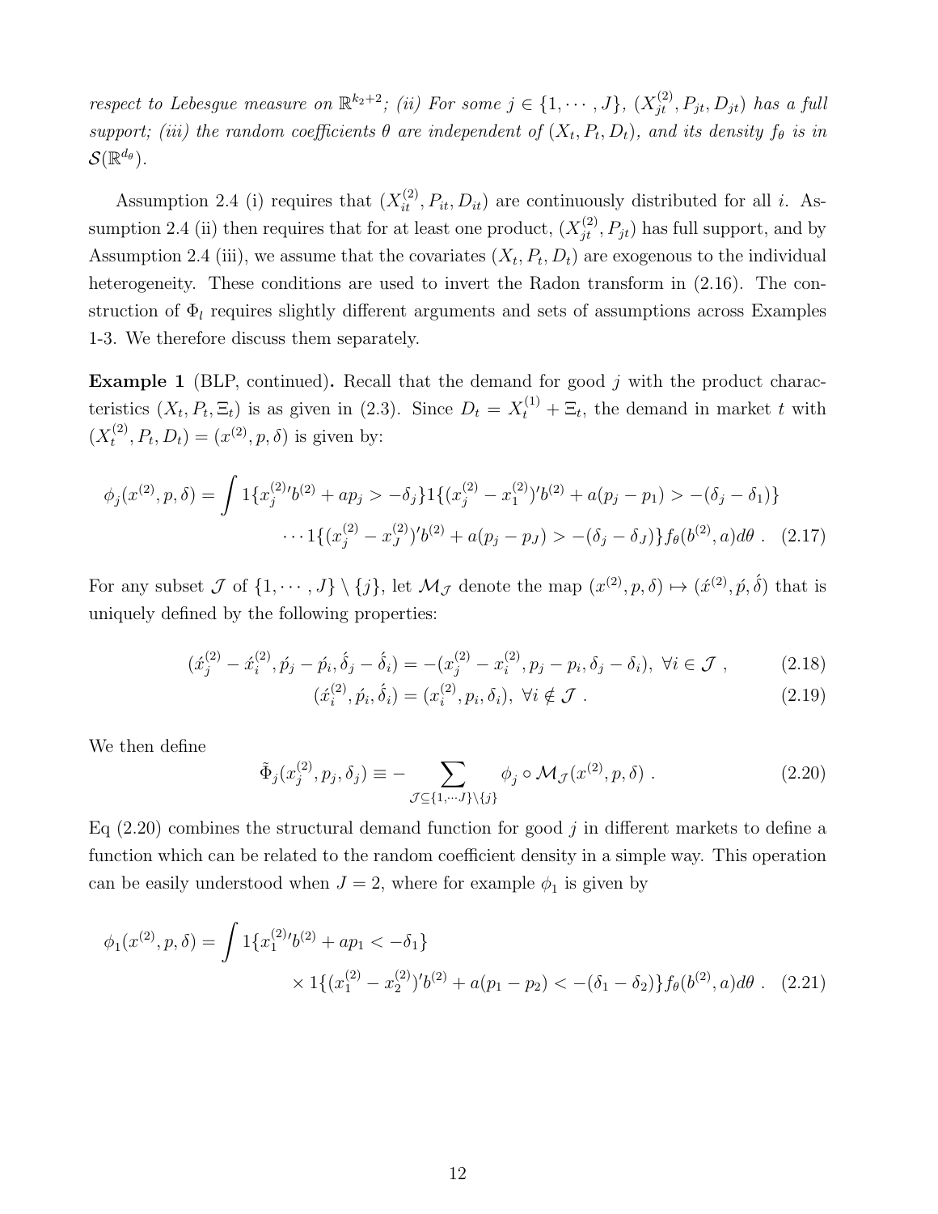*respect to Lebesgue measure on $\mathbb{R}^{k_2+2}$; (ii) For some $j \in \{1, \cdots, J\}$, $(X_{jt}^{(2)}, P_{jt}, D_{jt})$ has a full support; (iii) the random coefficients $\theta$ are independent of $(X_t, P_t, D_t)$, and its density $f_\theta$ is in $\mathcal{S}(\mathbb{R}^{d_\theta})$.*

Assumption 2.4 (i) requires that $(X_{it}^{(2)}, P_{it}, D_{it})$ are continuously distributed for all $i$. Assumption 2.4 (ii) then requires that for at least one product, $(X_{jt}^{(2)}, P_{jt})$ has full support, and by Assumption 2.4 (iii), we assume that the covariates $(X_t, P_t, D_t)$ are exogenous to the individual heterogeneity. These conditions are used to invert the Radon transform in (2.16). The construction of $\Phi_t$ requires slightly different arguments and sets of assumptions across Examples 1-3. We therefore discuss them separately.

**Example 1** (BLP, continued)**.** Recall that the demand for good $j$ with the product characteristics $(X_t, P_t, \Xi_t)$ is as given in (2.3). Since $D_t = X_t^{(1)} + \Xi_t$, the demand in market $t$ with $(X_t^{(2)}, P_t, D_t) = (x^{(2)}, p, \delta)$ is given by:

$$\phi_j(x^{(2)}, p, \delta) = \int 1\{x_j^{(2)\prime} b^{(2)} + a p_j > -\delta_j\} 1\{(x_j^{(2)} - x_1^{(2)})' b^{(2)} + a(p_j - p_1) > -(\delta_j - \delta_1)\}$$
$$\cdots 1\{(x_j^{(2)} - x_J^{(2)})' b^{(2)} + a(p_j - p_J) > -(\delta_j - \delta_J)\} f_\theta(b^{(2)}, a) d\theta \ . \quad (2.17)$$

For any subset $\mathcal{J}$ of $\{1, \cdots, J\} \setminus \{j\}$, let $\mathcal{M}_{\mathcal{J}}$ denote the map $(x^{(2)}, p, \delta) \mapsto (\acute{x}^{(2)}, \acute{p}, \acute{\delta})$ that is uniquely defined by the following properties:

$$(\acute{x}_j^{(2)} - \acute{x}_i^{(2)}, \acute{p}_j - \acute{p}_i, \acute{\delta}_j - \acute{\delta}_i) = -(x_j^{(2)} - x_i^{(2)}, p_j - p_i, \delta_j - \delta_i), \ \forall i \in \mathcal{J} \ , \quad (2.18)$$
$$(\acute{x}_i^{(2)}, \acute{p}_i, \acute{\delta}_i) = (x_i^{(2)}, p_i, \delta_i), \ \forall i \notin \mathcal{J} \ . \quad (2.19)$$

We then define

$$\tilde{\Phi}_j(x_j^{(2)}, p_j, \delta_j) \equiv - \sum_{\mathcal{J} \subseteq \{1, \cdots J\} \setminus \{j\}} \phi_j \circ \mathcal{M}_{\mathcal{J}}(x^{(2)}, p, \delta) \ . \quad (2.20)$$

Eq (2.20) combines the structural demand function for good $j$ in different markets to define a function which can be related to the random coefficient density in a simple way. This operation can be easily understood when $J = 2$, where for example $\phi_1$ is given by

$$\phi_1(x^{(2)}, p, \delta) = \int 1\{x_1^{(2)\prime} b^{(2)} + a p_1 < -\delta_1\}$$
$$\times 1\{(x_1^{(2)} - x_2^{(2)})' b^{(2)} + a(p_1 - p_2) < -(\delta_1 - \delta_2)\} f_\theta(b^{(2)}, a) d\theta \ . \quad (2.21)$$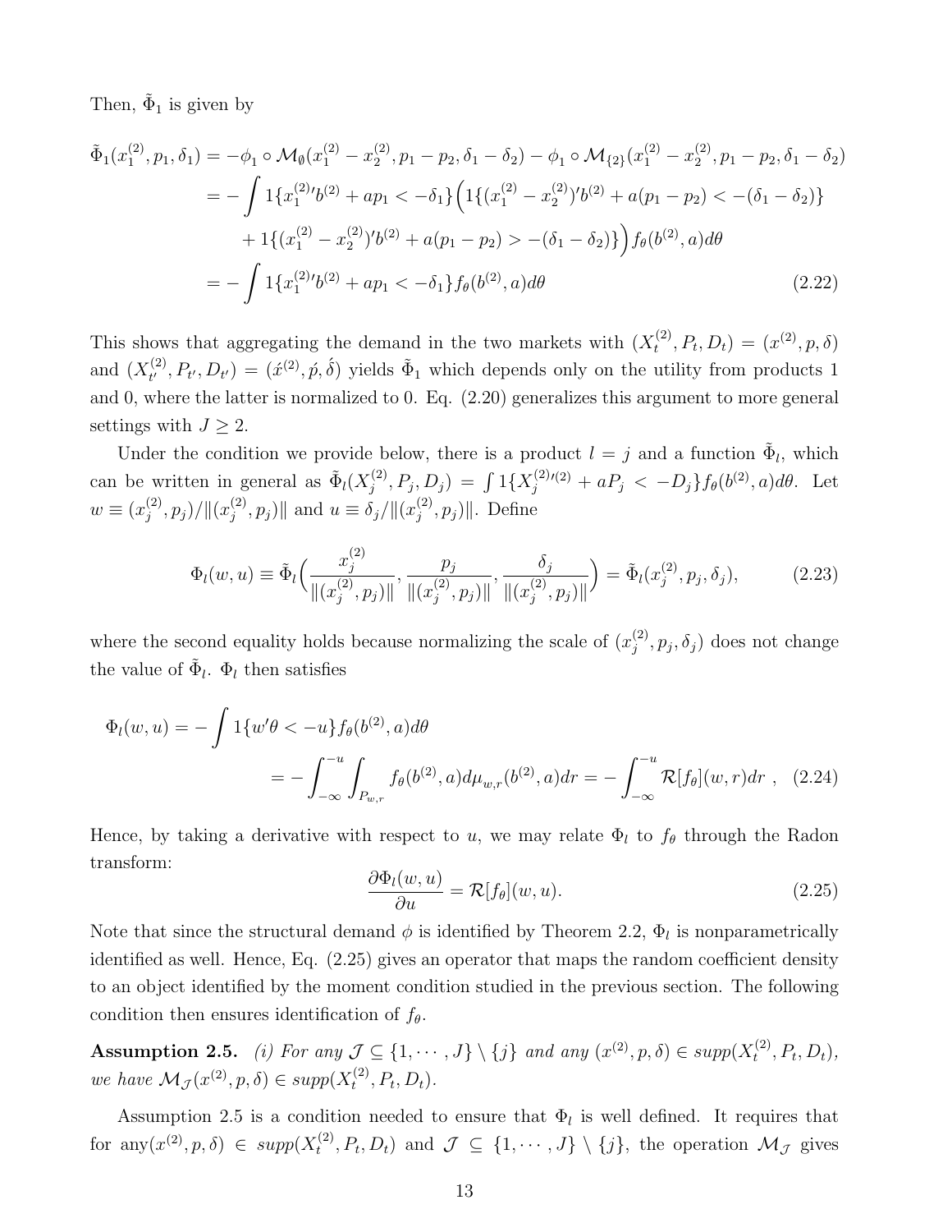Then, $\tilde{\Phi}_1$ is given by

$$
\begin{aligned}
\tilde{\Phi}_1(x_1^{(2)}, p_1, \delta_1) &= -\phi_1 \circ \mathcal{M}_{\emptyset}(x_1^{(2)} - x_2^{(2)}, p_1 - p_2, \delta_1 - \delta_2) - \phi_1 \circ \mathcal{M}_{\{2\}}(x_1^{(2)} - x_2^{(2)}, p_1 - p_2, \delta_1 - \delta_2) \\
&= -\int 1\{x_1^{(2)\prime} b^{(2)} + a p_1 < -\delta_1\}\Big(1\{(x_1^{(2)} - x_2^{(2)})' b^{(2)} + a(p_1 - p_2) < -(\delta_1 - \delta_2)\} \\
&\qquad + 1\{(x_1^{(2)} - x_2^{(2)})' b^{(2)} + a(p_1 - p_2) > -(\delta_1 - \delta_2)\}\Big) f_\theta(b^{(2)}, a) d\theta \\
&= -\int 1\{x_1^{(2)\prime} b^{(2)} + a p_1 < -\delta_1\} f_\theta(b^{(2)}, a) d\theta \qquad (2.22)
\end{aligned}
$$

This shows that aggregating the demand in the two markets with $(X_t^{(2)}, P_t, D_t) = (x^{(2)}, p, \delta)$ and $(X_{t'}^{(2)}, P_{t'}, D_{t'}) = (\acute{x}^{(2)}, \acute{p}, \acute{\delta})$ yields $\tilde{\Phi}_1$ which depends only on the utility from products 1 and 0, where the latter is normalized to 0. Eq. (2.20) generalizes this argument to more general settings with $J \geq 2$.

Under the condition we provide below, there is a product $l = j$ and a function $\tilde{\Phi}_l$, which can be written in general as $\tilde{\Phi}_l(X_j^{(2)}, P_j, D_j) = \int 1\{X_j^{(2)\prime(2)} + aP_j < -D_j\} f_\theta(b^{(2)}, a) d\theta$. Let $w \equiv (x_j^{(2)}, p_j)/\|(x_j^{(2)}, p_j)\|$ and $u \equiv \delta_j/\|(x_j^{(2)}, p_j)\|$. Define

$$
\Phi_l(w, u) \equiv \tilde{\Phi}_l\Big(\frac{x_j^{(2)}}{\|(x_j^{(2)}, p_j)\|}, \frac{p_j}{\|(x_j^{(2)}, p_j)\|}, \frac{\delta_j}{\|(x_j^{(2)}, p_j)\|}\Big) = \tilde{\Phi}_l(x_j^{(2)}, p_j, \delta_j), \qquad (2.23)
$$

where the second equality holds because normalizing the scale of $(x_j^{(2)}, p_j, \delta_j)$ does not change the value of $\tilde{\Phi}_l$. $\Phi_l$ then satisfies

$$
\begin{aligned}
\Phi_l(w, u) &= -\int 1\{w'\theta < -u\} f_\theta(b^{(2)}, a) d\theta \\
&= -\int_{-\infty}^{-u} \int_{P_{w,r}} f_\theta(b^{(2)}, a) d\mu_{w,r}(b^{(2)}, a) dr = -\int_{-\infty}^{-u} \mathcal{R}[f_\theta](w, r) dr \ , \qquad (2.24)
\end{aligned}
$$

Hence, by taking a derivative with respect to $u$, we may relate $\Phi_l$ to $f_\theta$ through the Radon transform:

$$
\frac{\partial \Phi_l(w, u)}{\partial u} = \mathcal{R}[f_\theta](w, u). \qquad (2.25)
$$

Note that since the structural demand $\phi$ is identified by Theorem 2.2, $\Phi_l$ is nonparametrically identified as well. Hence, Eq. (2.25) gives an operator that maps the random coefficient density to an object identified by the moment condition studied in the previous section. The following condition then ensures identification of $f_\theta$.

**Assumption 2.5.** *(i) For any $\mathcal{J} \subseteq \{1, \cdots, J\} \setminus \{j\}$ and any $(x^{(2)}, p, \delta) \in supp(X_t^{(2)}, P_t, D_t)$, we have $\mathcal{M}_{\mathcal{J}}(x^{(2)}, p, \delta) \in supp(X_t^{(2)}, P_t, D_t)$.*

Assumption 2.5 is a condition needed to ensure that $\Phi_l$ is well defined. It requires that for any$(x^{(2)}, p, \delta) \in supp(X_t^{(2)}, P_t, D_t)$ and $\mathcal{J} \subseteq \{1, \cdots, J\} \setminus \{j\}$, the operation $\mathcal{M}_{\mathcal{J}}$ gives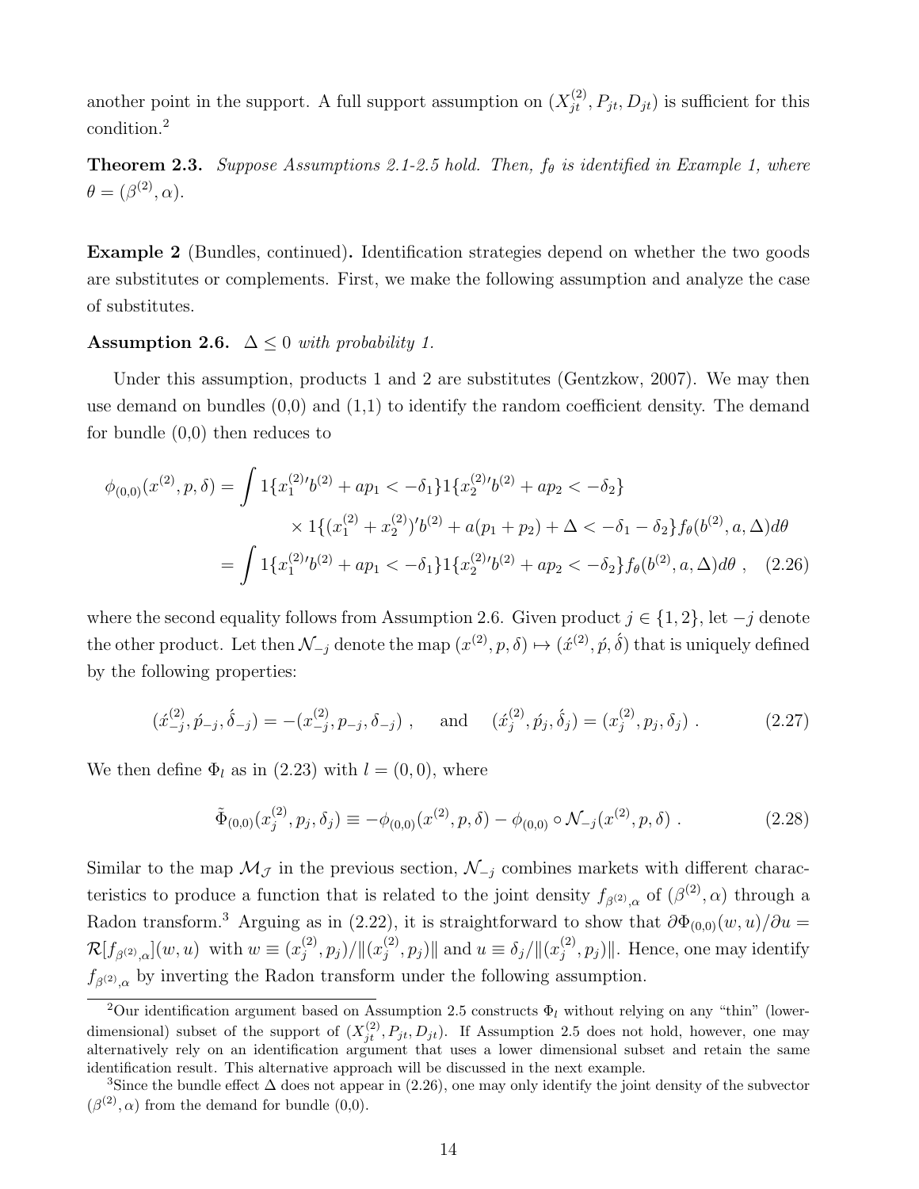another point in the support. A full support assumption on $(X_{jt}^{(2)}, P_{jt}, D_{jt})$ is sufficient for this condition.[2]

**Theorem 2.3.** *Suppose Assumptions 2.1-2.5 hold. Then, $f_\theta$ is identified in Example 1, where $\theta = (\beta^{(2)}, \alpha)$.*

**Example 2** (Bundles, continued)**.** Identification strategies depend on whether the two goods are substitutes or complements. First, we make the following assumption and analyze the case of substitutes.

**Assumption 2.6.** $\Delta \leq 0$ *with probability 1.*

Under this assumption, products 1 and 2 are substitutes (Gentzkow, 2007). We may then use demand on bundles (0,0) and (1,1) to identify the random coefficient density. The demand for bundle (0,0) then reduces to

$$
\begin{aligned}
\phi_{(0,0)}(x^{(2)}, p, \delta) &= \int 1\{x_1^{(2)\prime} b^{(2)} + ap_1 < -\delta_1\} 1\{x_2^{(2)\prime} b^{(2)} + ap_2 < -\delta_2\} \\
&\quad \times 1\{(x_1^{(2)} + x_2^{(2)})' b^{(2)} + a(p_1 + p_2) + \Delta < -\delta_1 - \delta_2\} f_\theta(b^{(2)}, a, \Delta) d\theta \\
&= \int 1\{x_1^{(2)\prime} b^{(2)} + ap_1 < -\delta_1\} 1\{x_2^{(2)\prime} b^{(2)} + ap_2 < -\delta_2\} f_\theta(b^{(2)}, a, \Delta) d\theta \ , \quad (2.26)
\end{aligned}
$$

where the second equality follows from Assumption 2.6. Given product $j \in \{1, 2\}$, let $-j$ denote the other product. Let then $\mathcal{N}_{-j}$ denote the map $(x^{(2)}, p, \delta) \mapsto (\acute{x}^{(2)}, \acute{p}, \acute{\delta})$ that is uniquely defined by the following properties:

$$
(\acute{x}_{-j}^{(2)}, \acute{p}_{-j}, \acute{\delta}_{-j}) = -(x_{-j}^{(2)}, p_{-j}, \delta_{-j}) \ , \quad \text{and} \quad (\acute{x}_j^{(2)}, \acute{p}_j, \acute{\delta}_j) = (x_j^{(2)}, p_j, \delta_j) \ . \quad (2.27)
$$

We then define $\Phi_l$ as in (2.23) with $l = (0, 0)$, where

$$
\tilde{\Phi}_{(0,0)}(x_j^{(2)}, p_j, \delta_j) \equiv -\phi_{(0,0)}(x^{(2)}, p, \delta) - \phi_{(0,0)} \circ \mathcal{N}_{-j}(x^{(2)}, p, \delta) \ . \quad (2.28)
$$

Similar to the map $\mathcal{M}_{\mathcal{J}}$ in the previous section, $\mathcal{N}_{-j}$ combines markets with different characteristics to produce a function that is related to the joint density $f_{\beta^{(2)}, \alpha}$ of $(\beta^{(2)}, \alpha)$ through a Radon transform.[3] Arguing as in (2.22), it is straightforward to show that $\partial \Phi_{(0,0)}(w, u)/\partial u = \mathcal{R}[f_{\beta^{(2)}, \alpha}](w, u)$ with $w \equiv (x_j^{(2)}, p_j)/\|(x_j^{(2)}, p_j)\|$ and $u \equiv \delta_j/\|(x_j^{(2)}, p_j)\|$. Hence, one may identify $f_{\beta^{(2)}, \alpha}$ by inverting the Radon transform under the following assumption.

[2] Our identification argument based on Assumption 2.5 constructs $\Phi_l$ without relying on any "thin" (lower-dimensional) subset of the support of $(X_{jt}^{(2)}, P_{jt}, D_{jt})$. If Assumption 2.5 does not hold, however, one may alternatively rely on an identification argument that uses a lower dimensional subset and retain the same identification result. This alternative approach will be discussed in the next example.

[3] Since the bundle effect $\Delta$ does not appear in (2.26), one may only identify the joint density of the subvector $(\beta^{(2)}, \alpha)$ from the demand for bundle (0,0).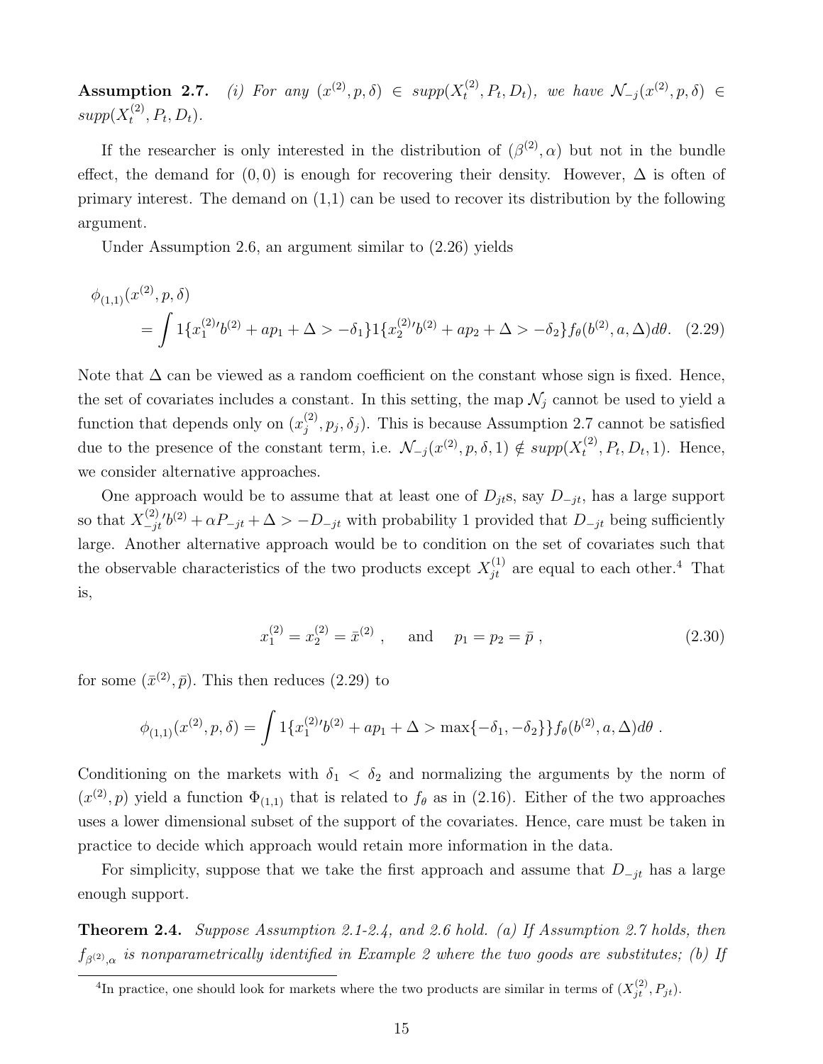**Assumption 2.7.** *(i) For any $(x^{(2)}, p, \delta) \in supp(X_t^{(2)}, P_t, D_t)$, we have $\mathcal{N}_{-j}(x^{(2)}, p, \delta) \in supp(X_t^{(2)}, P_t, D_t)$.*

If the researcher is only interested in the distribution of $(\beta^{(2)}, \alpha)$ but not in the bundle effect, the demand for $(0, 0)$ is enough for recovering their density. However, $\Delta$ is often of primary interest. The demand on (1,1) can be used to recover its distribution by the following argument.

Under Assumption 2.6, an argument similar to (2.26) yields

$$
\begin{aligned}
&\phi_{(1,1)}(x^{(2)}, p, \delta) \\
&\quad = \int 1\{x_1^{(2)\prime} b^{(2)} + ap_1 + \Delta > -\delta_1\} 1\{x_2^{(2)\prime} b^{(2)} + ap_2 + \Delta > -\delta_2\} f_\theta(b^{(2)}, a, \Delta) d\theta. \quad (2.29)
\end{aligned}
$$

Note that $\Delta$ can be viewed as a random coefficient on the constant whose sign is fixed. Hence, the set of covariates includes a constant. In this setting, the map $\mathcal{N}_j$ cannot be used to yield a function that depends only on $(x_j^{(2)}, p_j, \delta_j)$. This is because Assumption 2.7 cannot be satisfied due to the presence of the constant term, i.e. $\mathcal{N}_{-j}(x^{(2)}, p, \delta, 1) \notin supp(X_t^{(2)}, P_t, D_t, 1)$. Hence, we consider alternative approaches.

One approach would be to assume that at least one of $D_{jt}$s, say $D_{-jt}$, has a large support so that $X_{-jt}^{(2)\prime} b^{(2)} + \alpha P_{-jt} + \Delta > -D_{-jt}$ with probability 1 provided that $D_{-jt}$ being sufficiently large. Another alternative approach would be to condition on the set of covariates such that the observable characteristics of the two products except $X_{jt}^{(1)}$ are equal to each other.[4] That is,

$$
x_1^{(2)} = x_2^{(2)} = \bar{x}^{(2)} , \quad \text{and} \quad p_1 = p_2 = \bar{p} , \quad (2.30)
$$

for some $(\bar{x}^{(2)}, \bar{p})$. This then reduces (2.29) to

$$
\phi_{(1,1)}(x^{(2)}, p, \delta) = \int 1\{x_1^{(2)\prime} b^{(2)} + ap_1 + \Delta > \max\{-\delta_1, -\delta_2\}\} f_\theta(b^{(2)}, a, \Delta) d\theta .
$$

Conditioning on the markets with $\delta_1 < \delta_2$ and normalizing the arguments by the norm of $(x^{(2)}, p)$ yield a function $\Phi_{(1,1)}$ that is related to $f_\theta$ as in (2.16). Either of the two approaches uses a lower dimensional subset of the support of the covariates. Hence, care must be taken in practice to decide which approach would retain more information in the data.

For simplicity, suppose that we take the first approach and assume that $D_{-jt}$ has a large enough support.

**Theorem 2.4.** *Suppose Assumption 2.1-2.4, and 2.6 hold. (a) If Assumption 2.7 holds, then $f_{\beta^{(2)},\alpha}$ is nonparametrically identified in Example 2 where the two goods are substitutes; (b) If*

[4] In practice, one should look for markets where the two products are similar in terms of $(X_{jt}^{(2)}, P_{jt})$.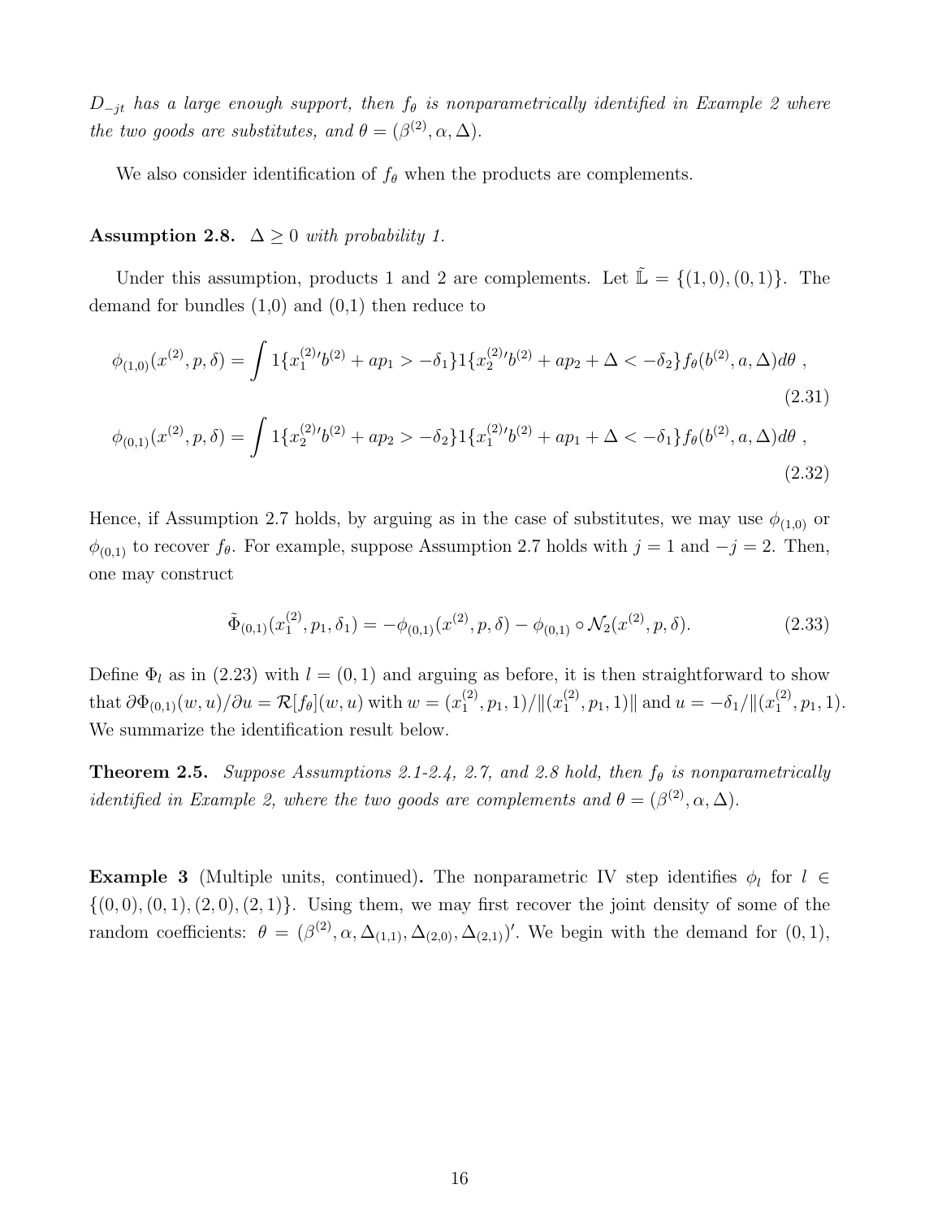*$D_{-jt}$ has a large enough support, then $f_\theta$ is nonparametrically identified in Example 2 where the two goods are substitutes, and $\theta = (\beta^{(2)}, \alpha, \Delta)$.*

We also consider identification of $f_\theta$ when the products are complements.

**Assumption 2.8.** *$\Delta \geq 0$ with probability 1.*

Under this assumption, products 1 and 2 are complements. Let $\tilde{\mathbb{L}} = \{(1,0),(0,1)\}$. The demand for bundles (1,0) and (0,1) then reduce to

$$\phi_{(1,0)}(x^{(2)}, p, \delta) = \int 1\{x_1^{(2)\prime} b^{(2)} + ap_1 > -\delta_1\} 1\{x_2^{(2)\prime} b^{(2)} + ap_2 + \Delta < -\delta_2\} f_\theta(b^{(2)}, a, \Delta) d\theta \ , \tag{2.31}$$

$$\phi_{(0,1)}(x^{(2)}, p, \delta) = \int 1\{x_2^{(2)\prime} b^{(2)} + ap_2 > -\delta_2\} 1\{x_1^{(2)\prime} b^{(2)} + ap_1 + \Delta < -\delta_1\} f_\theta(b^{(2)}, a, \Delta) d\theta \ , \tag{2.32}$$

Hence, if Assumption 2.7 holds, by arguing as in the case of substitutes, we may use $\phi_{(1,0)}$ or $\phi_{(0,1)}$ to recover $f_\theta$. For example, suppose Assumption 2.7 holds with $j = 1$ and $-j = 2$. Then, one may construct

$$\tilde{\Phi}_{(0,1)}(x_1^{(2)}, p_1, \delta_1) = -\phi_{(0,1)}(x^{(2)}, p, \delta) - \phi_{(0,1)} \circ \mathcal{N}_2(x^{(2)}, p, \delta). \tag{2.33}$$

Define $\Phi_l$ as in (2.23) with $l = (0,1)$ and arguing as before, it is then straightforward to show that $\partial \Phi_{(0,1)}(w,u)/\partial u = \mathcal{R}[f_\theta](w,u)$ with $w = (x_1^{(2)}, p_1, 1)/\|(x_1^{(2)}, p_1, 1)\|$ and $u = -\delta_1/\|(x_1^{(2)}, p_1, 1)$. We summarize the identification result below.

**Theorem 2.5.** *Suppose Assumptions 2.1-2.4, 2.7, and 2.8 hold, then $f_\theta$ is nonparametrically identified in Example 2, where the two goods are complements and $\theta = (\beta^{(2)}, \alpha, \Delta)$.*

**Example 3** (Multiple units, continued)**.** The nonparametric IV step identifies $\phi_l$ for $l \in \{(0,0),(0,1),(2,0),(2,1)\}$. Using them, we may first recover the joint density of some of the random coefficients: $\theta = (\beta^{(2)}, \alpha, \Delta_{(1,1)}, \Delta_{(2,0)}, \Delta_{(2,1)})'$. We begin with the demand for $(0,1)$,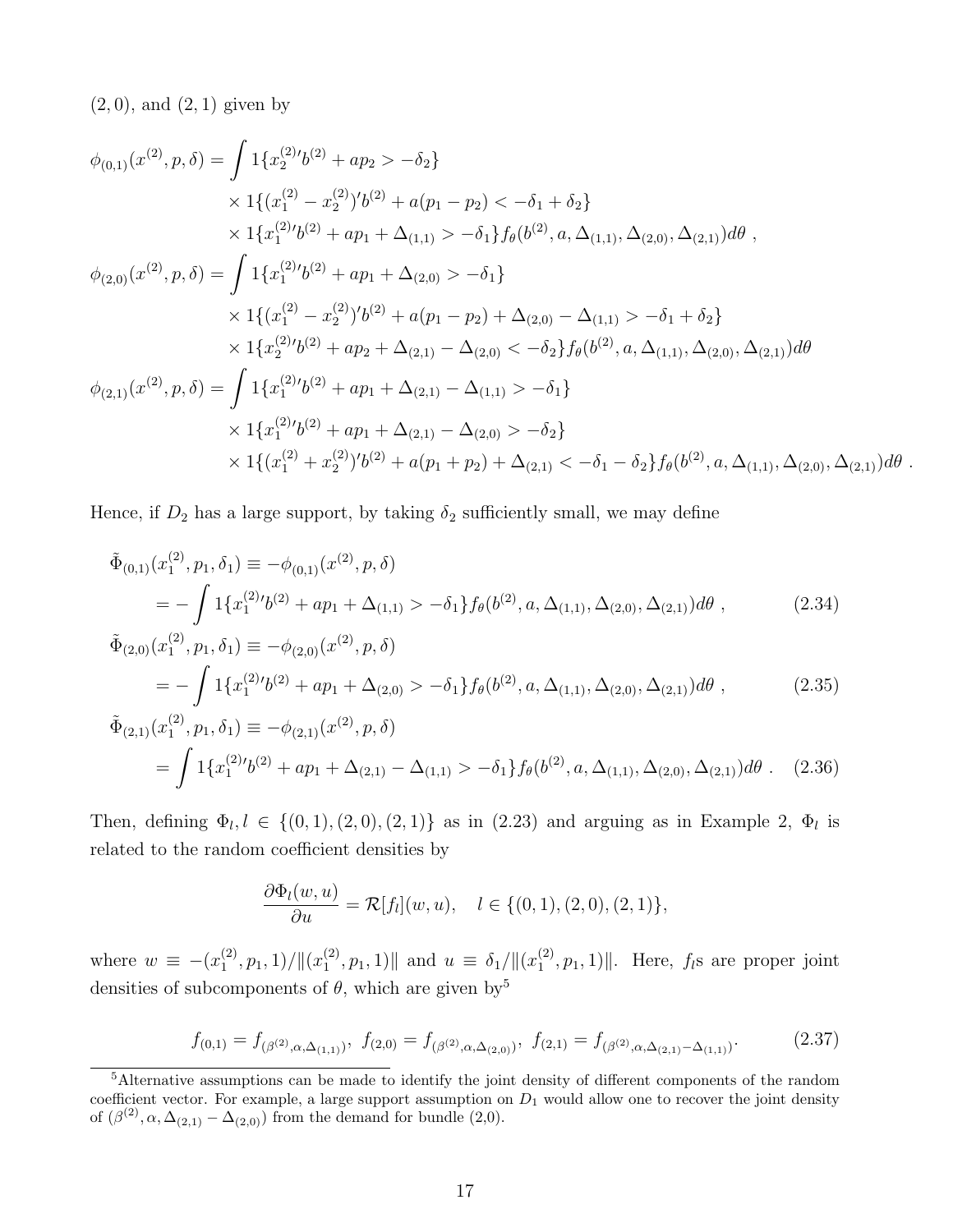$(2,0)$, and $(2,1)$ given by

$$
\begin{aligned}
\phi_{(0,1)}(x^{(2)}, p, \delta) = \int & 1\{x_2^{(2)\prime} b^{(2)} + a p_2 > -\delta_2\} \\
& \times 1\{(x_1^{(2)} - x_2^{(2)})' b^{(2)} + a(p_1 - p_2) < -\delta_1 + \delta_2\} \\
& \times 1\{x_1^{(2)\prime} b^{(2)} + a p_1 + \Delta_{(1,1)} > -\delta_1\} f_\theta(b^{(2)}, a, \Delta_{(1,1)}, \Delta_{(2,0)}, \Delta_{(2,1)}) d\theta \ , \\
\phi_{(2,0)}(x^{(2)}, p, \delta) = \int & 1\{x_1^{(2)\prime} b^{(2)} + a p_1 + \Delta_{(2,0)} > -\delta_1\} \\
& \times 1\{(x_1^{(2)} - x_2^{(2)})' b^{(2)} + a(p_1 - p_2) + \Delta_{(2,0)} - \Delta_{(1,1)} > -\delta_1 + \delta_2\} \\
& \times 1\{x_2^{(2)\prime} b^{(2)} + a p_2 + \Delta_{(2,1)} - \Delta_{(2,0)} < -\delta_2\} f_\theta(b^{(2)}, a, \Delta_{(1,1)}, \Delta_{(2,0)}, \Delta_{(2,1)}) d\theta \\
\phi_{(2,1)}(x^{(2)}, p, \delta) = \int & 1\{x_1^{(2)\prime} b^{(2)} + a p_1 + \Delta_{(2,1)} - \Delta_{(1,1)} > -\delta_1\} \\
& \times 1\{x_1^{(2)\prime} b^{(2)} + a p_1 + \Delta_{(2,1)} - \Delta_{(2,0)} > -\delta_2\} \\
& \times 1\{(x_1^{(2)} + x_2^{(2)})' b^{(2)} + a(p_1 + p_2) + \Delta_{(2,1)} < -\delta_1 - \delta_2\} f_\theta(b^{(2)}, a, \Delta_{(1,1)}, \Delta_{(2,0)}, \Delta_{(2,1)}) d\theta \ .
\end{aligned}
$$

Hence, if $D_2$ has a large support, by taking $\delta_2$ sufficiently small, we may define

$$
\begin{aligned}
\tilde{\Phi}_{(0,1)}(x_1^{(2)}, p_1, \delta_1) &\equiv -\phi_{(0,1)}(x^{(2)}, p, \delta) \\
&= -\int 1\{x_1^{(2)\prime} b^{(2)} + a p_1 + \Delta_{(1,1)} > -\delta_1\} f_\theta(b^{(2)}, a, \Delta_{(1,1)}, \Delta_{(2,0)}, \Delta_{(2,1)}) d\theta \ , \qquad (2.34) \\
\tilde{\Phi}_{(2,0)}(x_1^{(2)}, p_1, \delta_1) &\equiv -\phi_{(2,0)}(x^{(2)}, p, \delta) \\
&= -\int 1\{x_1^{(2)\prime} b^{(2)} + a p_1 + \Delta_{(2,0)} > -\delta_1\} f_\theta(b^{(2)}, a, \Delta_{(1,1)}, \Delta_{(2,0)}, \Delta_{(2,1)}) d\theta \ , \qquad (2.35) \\
\tilde{\Phi}_{(2,1)}(x_1^{(2)}, p_1, \delta_1) &\equiv -\phi_{(2,1)}(x^{(2)}, p, \delta) \\
&= \int 1\{x_1^{(2)\prime} b^{(2)} + a p_1 + \Delta_{(2,1)} - \Delta_{(1,1)} > -\delta_1\} f_\theta(b^{(2)}, a, \Delta_{(1,1)}, \Delta_{(2,0)}, \Delta_{(2,1)}) d\theta \ . \qquad (2.36)
\end{aligned}
$$

Then, defining $\Phi_l, l \in \{(0,1), (2,0), (2,1)\}$ as in (2.23) and arguing as in Example 2, $\Phi_l$ is related to the random coefficient densities by

$$
\frac{\partial \Phi_l(w, u)}{\partial u} = \mathcal{R}[f_l](w, u), \quad l \in \{(0,1), (2,0), (2,1)\},
$$

where $w \equiv -(x_1^{(2)}, p_1, 1)/\|(x_1^{(2)}, p_1, 1)\|$ and $u \equiv \delta_1/\|(x_1^{(2)}, p_1, 1)\|$. Here, $f_l$s are proper joint densities of subcomponents of $\theta$, which are given by[5]

$$
f_{(0,1)} = f_{(\beta^{(2)}, \alpha, \Delta_{(1,1)})}, \ f_{(2,0)} = f_{(\beta^{(2)}, \alpha, \Delta_{(2,0)})}, \ f_{(2,1)} = f_{(\beta^{(2)}, \alpha, \Delta_{(2,1)} - \Delta_{(1,1)})}. \qquad (2.37)
$$

[5] Alternative assumptions can be made to identify the joint density of different components of the random coefficient vector. For example, a large support assumption on $D_1$ would allow one to recover the joint density of $(\beta^{(2)}, \alpha, \Delta_{(2,1)} - \Delta_{(2,0)})$ from the demand for bundle (2,0).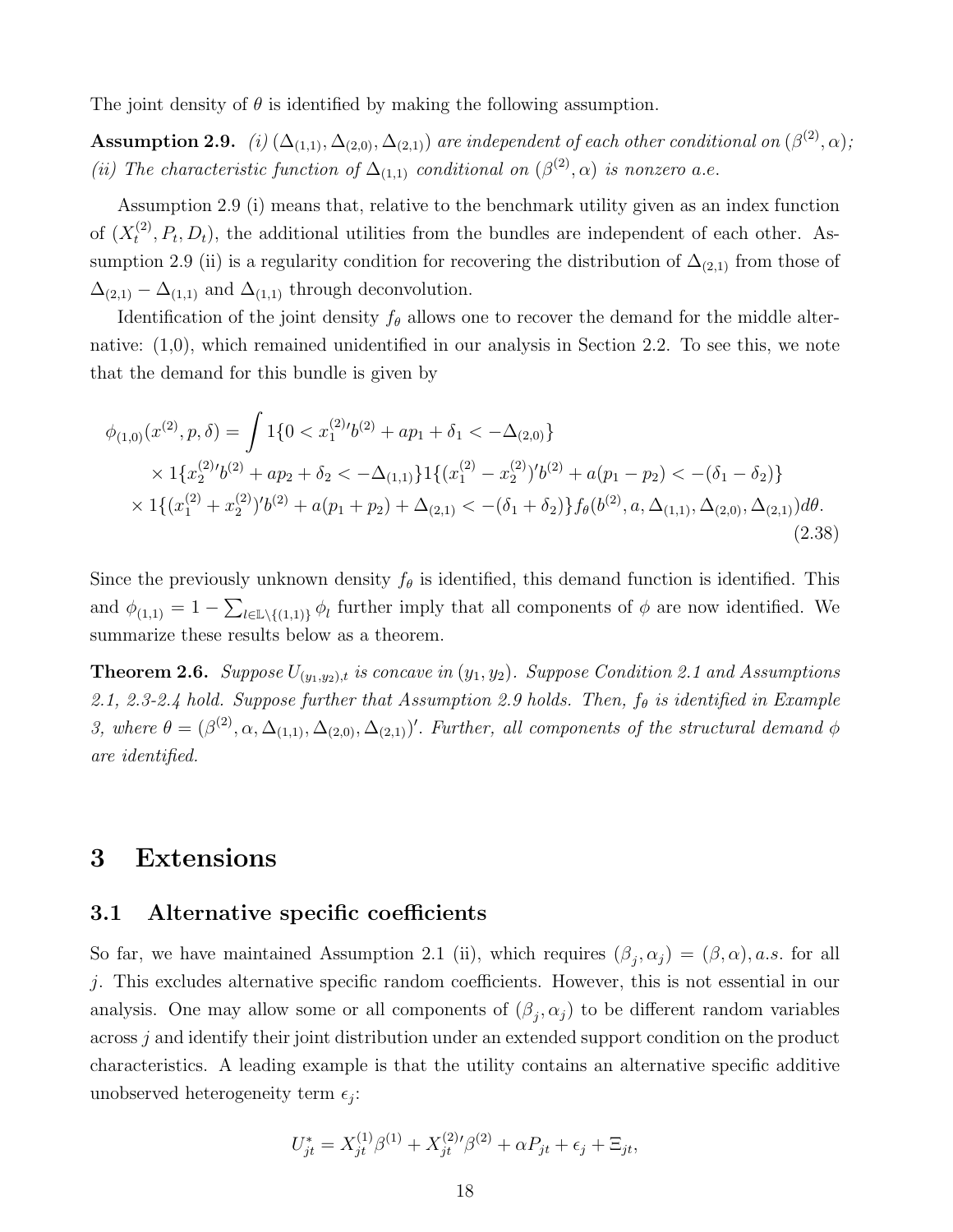The joint density of $\theta$ is identified by making the following assumption.

**Assumption 2.9.** *(i) $(\Delta_{(1,1)}, \Delta_{(2,0)}, \Delta_{(2,1)})$ are independent of each other conditional on $(\beta^{(2)}, \alpha)$; (ii) The characteristic function of $\Delta_{(1,1)}$ conditional on $(\beta^{(2)}, \alpha)$ is nonzero a.e.*

Assumption 2.9 (i) means that, relative to the benchmark utility given as an index function of $(X_t^{(2)}, P_t, D_t)$, the additional utilities from the bundles are independent of each other. Assumption 2.9 (ii) is a regularity condition for recovering the distribution of $\Delta_{(2,1)}$ from those of $\Delta_{(2,1)} - \Delta_{(1,1)}$ and $\Delta_{(1,1)}$ through deconvolution.

Identification of the joint density $f_\theta$ allows one to recover the demand for the middle alternative: (1,0), which remained unidentified in our analysis in Section 2.2. To see this, we note that the demand for this bundle is given by

$$
\begin{aligned}
\phi_{(1,0)}(x^{(2)}, p, \delta) = \int & 1\{0 < x_1^{(2)\prime} b^{(2)} + ap_1 + \delta_1 < -\Delta_{(2,0)}\} \\
& \times 1\{x_2^{(2)\prime} b^{(2)} + ap_2 + \delta_2 < -\Delta_{(1,1)}\} 1\{(x_1^{(2)} - x_2^{(2)})' b^{(2)} + a(p_1 - p_2) < -(\delta_1 - \delta_2)\} \\
& \times 1\{(x_1^{(2)} + x_2^{(2)})' b^{(2)} + a(p_1 + p_2) + \Delta_{(2,1)} < -(\delta_1 + \delta_2)\} f_\theta(b^{(2)}, a, \Delta_{(1,1)}, \Delta_{(2,0)}, \Delta_{(2,1)}) d\theta.
\end{aligned} \tag{2.38}
$$

Since the previously unknown density $f_\theta$ is identified, this demand function is identified. This and $\phi_{(1,1)} = 1 - \sum_{l \in \mathbb{L} \setminus \{(1,1)\}} \phi_l$ further imply that all components of $\phi$ are now identified. We summarize these results below as a theorem.

**Theorem 2.6.** *Suppose $U_{(y_1,y_2),t}$ is concave in $(y_1, y_2)$. Suppose Condition 2.1 and Assumptions 2.1, 2.3-2.4 hold. Suppose further that Assumption 2.9 holds. Then, $f_\theta$ is identified in Example 3, where $\theta = (\beta^{(2)}, \alpha, \Delta_{(1,1)}, \Delta_{(2,0)}, \Delta_{(2,1)})'$. Further, all components of the structural demand $\phi$ are identified.*

# 3 Extensions

## 3.1 Alternative specific coefficients

So far, we have maintained Assumption 2.1 (ii), which requires $(\beta_j, \alpha_j) = (\beta, \alpha), a.s.$ for all $j$. This excludes alternative specific random coefficients. However, this is not essential in our analysis. One may allow some or all components of $(\beta_j, \alpha_j)$ to be different random variables across $j$ and identify their joint distribution under an extended support condition on the product characteristics. A leading example is that the utility contains an alternative specific additive unobserved heterogeneity term $\epsilon_j$:

$$
U_{jt}^* = X_{jt}^{(1)} \beta^{(1)} + X_{jt}^{(2)\prime} \beta^{(2)} + \alpha P_{jt} + \epsilon_j + \Xi_{jt},
$$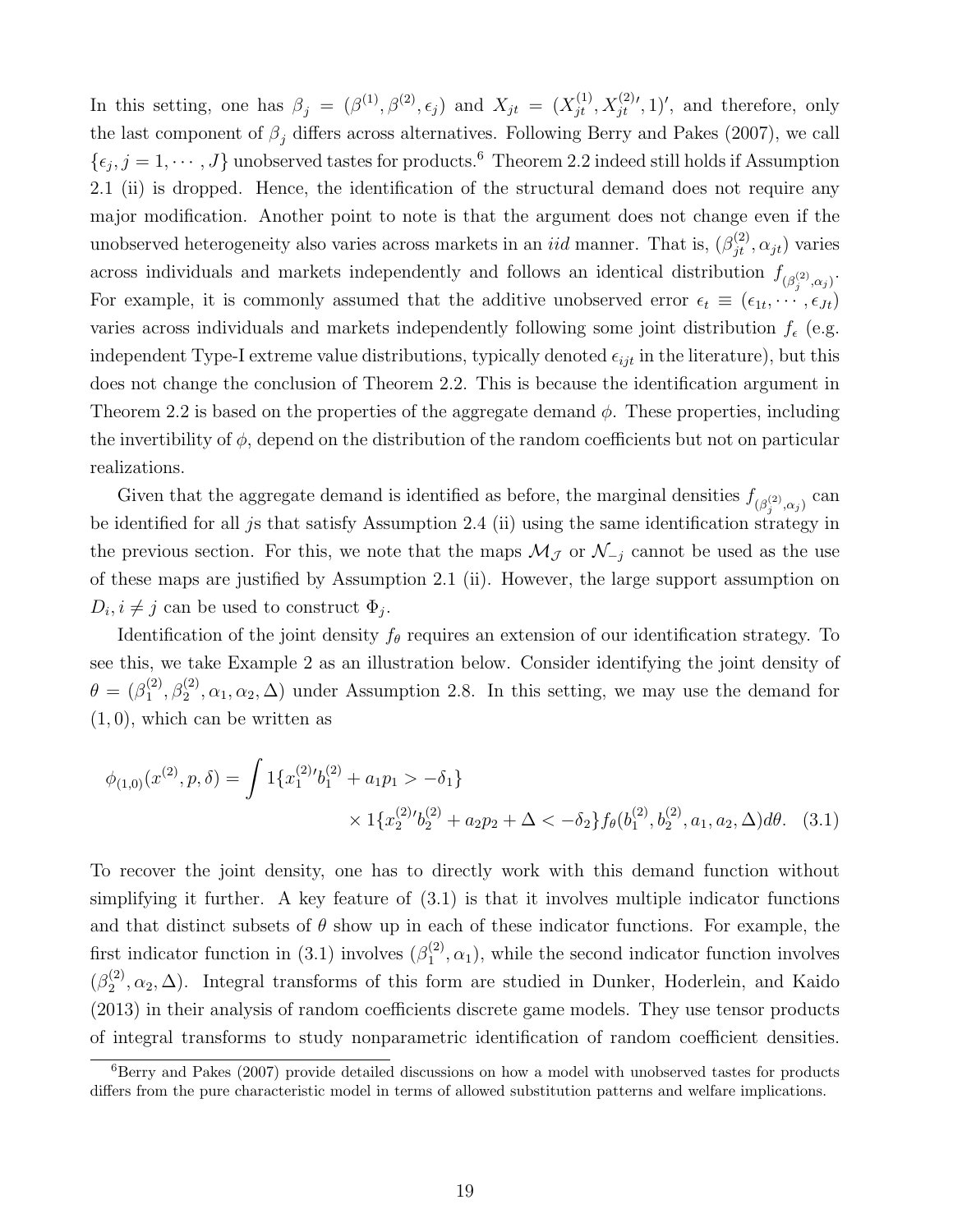In this setting, one has $\beta_j = (\beta^{(1)}, \beta^{(2)}, \epsilon_j)$ and $X_{jt} = (X_{jt}^{(1)}, X_{jt}^{(2)\prime}, 1)'$, and therefore, only the last component of $\beta_j$ differs across alternatives. Following Berry and Pakes (2007), we call $\{\epsilon_j, j = 1, \cdots, J\}$ unobserved tastes for products.[6] Theorem 2.2 indeed still holds if Assumption 2.1 (ii) is dropped. Hence, the identification of the structural demand does not require any major modification. Another point to note is that the argument does not change even if the unobserved heterogeneity also varies across markets in an *iid* manner. That is, $(\beta_{jt}^{(2)}, \alpha_{jt})$ varies across individuals and markets independently and follows an identical distribution $f_{(\beta_j^{(2)}, \alpha_j)}$. For example, it is commonly assumed that the additive unobserved error $\epsilon_t \equiv (\epsilon_{1t}, \cdots, \epsilon_{Jt})$ varies across individuals and markets independently following some joint distribution $f_\epsilon$ (e.g. independent Type-I extreme value distributions, typically denoted $\epsilon_{ijt}$ in the literature), but this does not change the conclusion of Theorem 2.2. This is because the identification argument in Theorem 2.2 is based on the properties of the aggregate demand $\phi$. These properties, including the invertibility of $\phi$, depend on the distribution of the random coefficients but not on particular realizations.

Given that the aggregate demand is identified as before, the marginal densities $f_{(\beta_j^{(2)}, \alpha_j)}$ can be identified for all $j$s that satisfy Assumption 2.4 (ii) using the same identification strategy in the previous section. For this, we note that the maps $\mathcal{M}_{\mathcal{J}}$ or $\mathcal{N}_{-j}$ cannot be used as the use of these maps are justified by Assumption 2.1 (ii). However, the large support assumption on $D_i, i \neq j$ can be used to construct $\Phi_j$.

Identification of the joint density $f_\theta$ requires an extension of our identification strategy. To see this, we take Example 2 as an illustration below. Consider identifying the joint density of $\theta = (\beta_1^{(2)}, \beta_2^{(2)}, \alpha_1, \alpha_2, \Delta)$ under Assumption 2.8. In this setting, we may use the demand for $(1, 0)$, which can be written as

$$\phi_{(1,0)}(x^{(2)}, p, \delta) = \int 1\{x_1^{(2)\prime} b_1^{(2)} + a_1 p_1 > -\delta_1\} \times 1\{x_2^{(2)\prime} b_2^{(2)} + a_2 p_2 + \Delta < -\delta_2\} f_\theta(b_1^{(2)}, b_2^{(2)}, a_1, a_2, \Delta) d\theta. \quad (3.1)$$

To recover the joint density, one has to directly work with this demand function without simplifying it further. A key feature of (3.1) is that it involves multiple indicator functions and that distinct subsets of $\theta$ show up in each of these indicator functions. For example, the first indicator function in (3.1) involves $(\beta_1^{(2)}, \alpha_1)$, while the second indicator function involves $(\beta_2^{(2)}, \alpha_2, \Delta)$. Integral transforms of this form are studied in Dunker, Hoderlein, and Kaido (2013) in their analysis of random coefficients discrete game models. They use tensor products of integral transforms to study nonparametric identification of random coefficient densities.

[6] Berry and Pakes (2007) provide detailed discussions on how a model with unobserved tastes for products differs from the pure characteristic model in terms of allowed substitution patterns and welfare implications.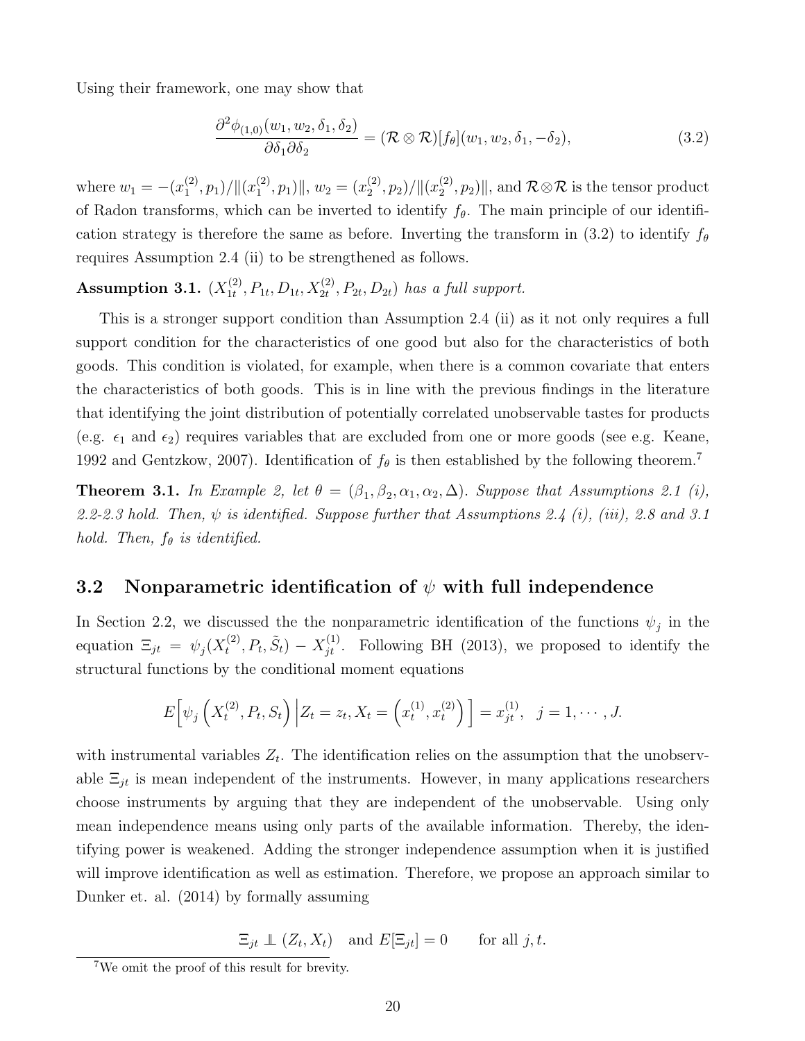Using their framework, one may show that

$$\frac{\partial^2 \phi_{(1,0)}(w_1, w_2, \delta_1, \delta_2)}{\partial \delta_1 \partial \delta_2} = (\mathcal{R} \otimes \mathcal{R})[f_\theta](w_1, w_2, \delta_1, -\delta_2), \tag{3.2}$$

where $w_1 = -(x_1^{(2)}, p_1)/\|(x_1^{(2)}, p_1)\|$, $w_2 = (x_2^{(2)}, p_2)/\|(x_2^{(2)}, p_2)\|$, and $\mathcal{R} \otimes \mathcal{R}$ is the tensor product of Radon transforms, which can be inverted to identify $f_\theta$. The main principle of our identification strategy is therefore the same as before. Inverting the transform in (3.2) to identify $f_\theta$ requires Assumption 2.4 (ii) to be strengthened as follows.

**Assumption 3.1.** *$(X_{1t}^{(2)}, P_{1t}, D_{1t}, X_{2t}^{(2)}, P_{2t}, D_{2t})$ has a full support.*

This is a stronger support condition than Assumption 2.4 (ii) as it not only requires a full support condition for the characteristics of one good but also for the characteristics of both goods. This condition is violated, for example, when there is a common covariate that enters the characteristics of both goods. This is in line with the previous findings in the literature that identifying the joint distribution of potentially correlated unobservable tastes for products (e.g. $\epsilon_1$ and $\epsilon_2$) requires variables that are excluded from one or more goods (see e.g. Keane, 1992 and Gentzkow, 2007). Identification of $f_\theta$ is then established by the following theorem.[7]

**Theorem 3.1.** *In Example 2, let $\theta = (\beta_1, \beta_2, \alpha_1, \alpha_2, \Delta)$. Suppose that Assumptions 2.1 (i), 2.2-2.3 hold. Then, $\psi$ is identified. Suppose further that Assumptions 2.4 (i), (iii), 2.8 and 3.1 hold. Then, $f_\theta$ is identified.*

### 3.2 Nonparametric identification of $\psi$ with full independence

In Section 2.2, we discussed the the nonparametric identification of the functions $\psi_j$ in the equation $\Xi_{jt} = \psi_j(X_t^{(2)}, P_t, \tilde{S}_t) - X_{jt}^{(1)}$. Following BH (2013), we proposed to identify the structural functions by the conditional moment equations

$$E\Big[\psi_j\left(X_t^{(2)}, P_t, S_t\right)\Big| Z_t = z_t, X_t = \left(x_t^{(1)}, x_t^{(2)}\right)\Big] = x_{jt}^{(1)}, \quad j = 1, \cdots, J.$$

with instrumental variables $Z_t$. The identification relies on the assumption that the unobservable $\Xi_{jt}$ is mean independent of the instruments. However, in many applications researchers choose instruments by arguing that they are independent of the unobservable. Using only mean independence means using only parts of the available information. Thereby, the identifying power is weakened. Adding the stronger independence assumption when it is justified will improve identification as well as estimation. Therefore, we propose an approach similar to Dunker et. al. (2014) by formally assuming

$$\Xi_{jt} \perp\!\!\!\perp (Z_t, X_t) \quad \text{and } E[\Xi_{jt}] = 0 \qquad \text{for all } j, t.$$

[7] We omit the proof of this result for brevity.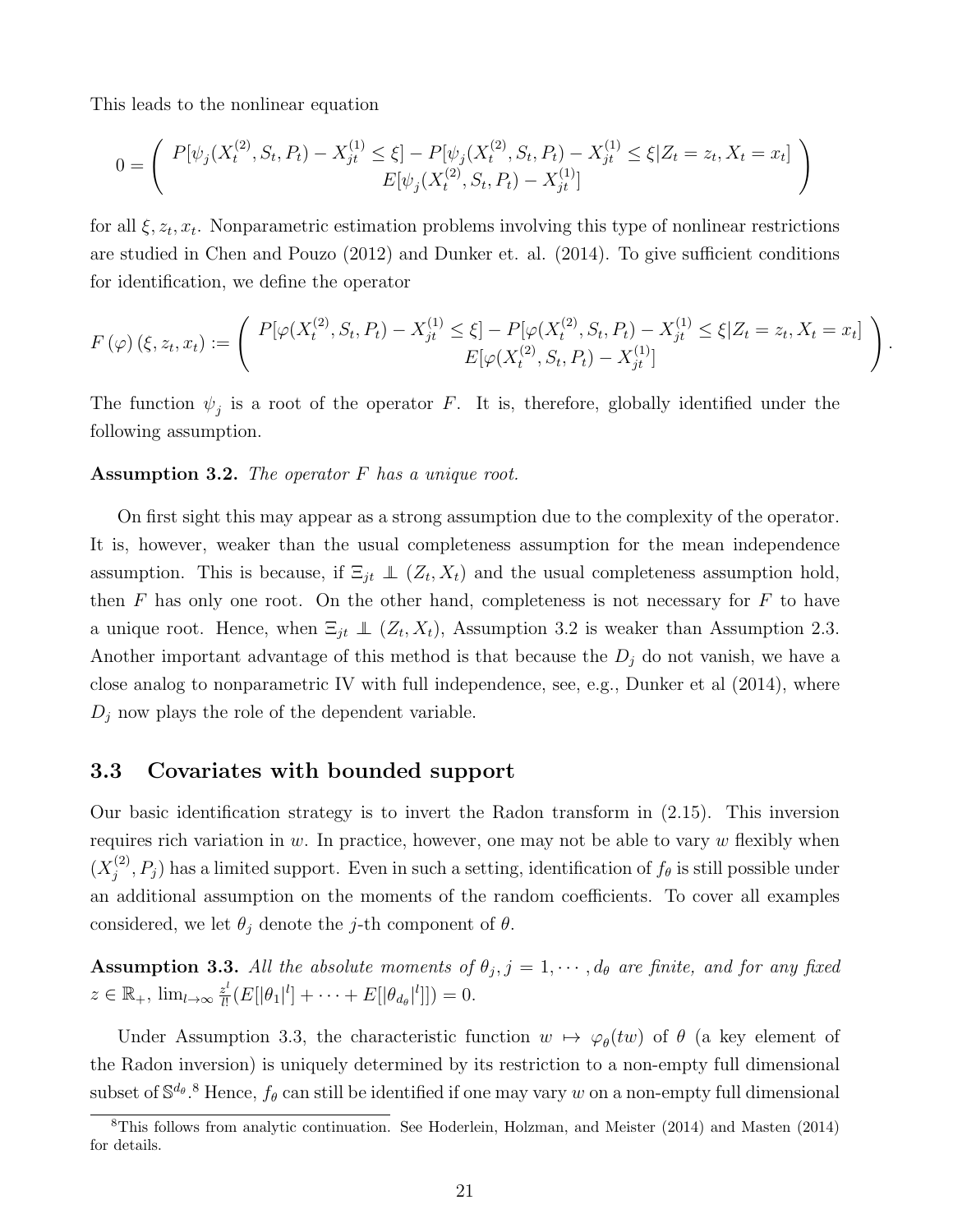This leads to the nonlinear equation

$$0 = \begin{pmatrix} P[\psi_j(X_t^{(2)}, S_t, P_t) - X_{jt}^{(1)} \leq \xi] - P[\psi_j(X_t^{(2)}, S_t, P_t) - X_{jt}^{(1)} \leq \xi | Z_t = z_t, X_t = x_t] \\ E[\psi_j(X_t^{(2)}, S_t, P_t) - X_{jt}^{(1)}] \end{pmatrix}$$

for all $\xi, z_t, x_t$. Nonparametric estimation problems involving this type of nonlinear restrictions are studied in Chen and Pouzo (2012) and Dunker et. al. (2014). To give sufficient conditions for identification, we define the operator

$$F(\varphi)(\xi, z_t, x_t) := \begin{pmatrix} P[\varphi(X_t^{(2)}, S_t, P_t) - X_{jt}^{(1)} \leq \xi] - P[\varphi(X_t^{(2)}, S_t, P_t) - X_{jt}^{(1)} \leq \xi | Z_t = z_t, X_t = x_t] \\ E[\varphi(X_t^{(2)}, S_t, P_t) - X_{jt}^{(1)}] \end{pmatrix}.$$

The function $\psi_j$ is a root of the operator $F$. It is, therefore, globally identified under the following assumption.

**Assumption 3.2.** *The operator $F$ has a unique root.*

On first sight this may appear as a strong assumption due to the complexity of the operator. It is, however, weaker than the usual completeness assumption for the mean independence assumption. This is because, if $\Xi_{jt} \perp\!\!\!\perp (Z_t, X_t)$ and the usual completeness assumption hold, then $F$ has only one root. On the other hand, completeness is not necessary for $F$ to have a unique root. Hence, when $\Xi_{jt} \perp\!\!\!\perp (Z_t, X_t)$, Assumption 3.2 is weaker than Assumption 2.3. Another important advantage of this method is that because the $D_j$ do not vanish, we have a close analog to nonparametric IV with full independence, see, e.g., Dunker et al (2014), where $D_j$ now plays the role of the dependent variable.

### 3.3 Covariates with bounded support

Our basic identification strategy is to invert the Radon transform in (2.15). This inversion requires rich variation in $w$. In practice, however, one may not be able to vary $w$ flexibly when $(X_j^{(2)}, P_j)$ has a limited support. Even in such a setting, identification of $f_\theta$ is still possible under an additional assumption on the moments of the random coefficients. To cover all examples considered, we let $\theta_j$ denote the $j$-th component of $\theta$.

**Assumption 3.3.** *All the absolute moments of $\theta_j, j = 1, \cdots, d_\theta$ are finite, and for any fixed $z \in \mathbb{R}_+$, $\lim_{l \to \infty} \frac{z^l}{l!}(E[|\theta_1|^l] + \cdots + E[|\theta_{d_\theta}|^l]) = 0$.*

Under Assumption 3.3, the characteristic function $w \mapsto \varphi_\theta(tw)$ of $\theta$ (a key element of the Radon inversion) is uniquely determined by its restriction to a non-empty full dimensional subset of $\mathbb{S}^{d_\theta}$.[8] Hence, $f_\theta$ can still be identified if one may vary $w$ on a non-empty full dimensional

[8] This follows from analytic continuation. See Hoderlein, Holzman, and Meister (2014) and Masten (2014) for details.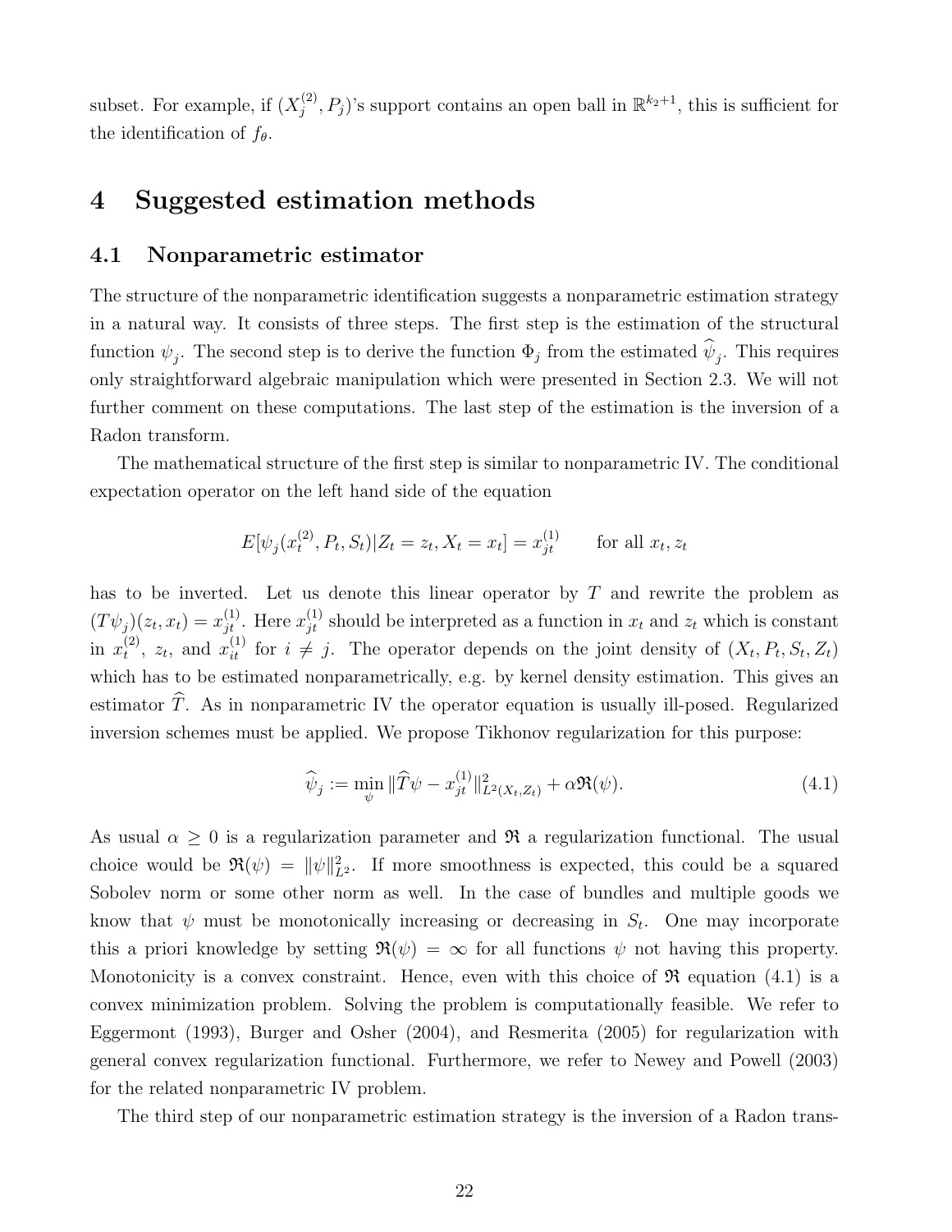subset. For example, if $(X_j^{(2)}, P_j)$'s support contains an open ball in $\mathbb{R}^{k_2+1}$, this is sufficient for the identification of $f_\theta$.

# 4 Suggested estimation methods

## 4.1 Nonparametric estimator

The structure of the nonparametric identification suggests a nonparametric estimation strategy in a natural way. It consists of three steps. The first step is the estimation of the structural function $\psi_j$. The second step is to derive the function $\Phi_j$ from the estimated $\widehat{\psi}_j$. This requires only straightforward algebraic manipulation which were presented in Section 2.3. We will not further comment on these computations. The last step of the estimation is the inversion of a Radon transform.

The mathematical structure of the first step is similar to nonparametric IV. The conditional expectation operator on the left hand side of the equation

$$E[\psi_j(x_t^{(2)}, P_t, S_t)|Z_t = z_t, X_t = x_t] = x_{jt}^{(1)} \qquad \text{for all } x_t, z_t$$

has to be inverted. Let us denote this linear operator by $T$ and rewrite the problem as $(T\psi_j)(z_t, x_t) = x_{jt}^{(1)}$. Here $x_{jt}^{(1)}$ should be interpreted as a function in $x_t$ and $z_t$ which is constant in $x_t^{(2)}$, $z_t$, and $x_{it}^{(1)}$ for $i \neq j$. The operator depends on the joint density of $(X_t, P_t, S_t, Z_t)$ which has to be estimated nonparametrically, e.g. by kernel density estimation. This gives an estimator $\widehat{T}$. As in nonparametric IV the operator equation is usually ill-posed. Regularized inversion schemes must be applied. We propose Tikhonov regularization for this purpose:

$$\widehat{\psi}_j := \min_{\psi} \|\widehat{T}\psi - x_{jt}^{(1)}\|^2_{L^2(X_t, Z_t)} + \alpha \mathfrak{R}(\psi). \tag{4.1}$$

As usual $\alpha \geq 0$ is a regularization parameter and $\mathfrak{R}$ a regularization functional. The usual choice would be $\mathfrak{R}(\psi) = \|\psi\|^2_{L^2}$. If more smoothness is expected, this could be a squared Sobolev norm or some other norm as well. In the case of bundles and multiple goods we know that $\psi$ must be monotonically increasing or decreasing in $S_t$. One may incorporate this a priori knowledge by setting $\mathfrak{R}(\psi) = \infty$ for all functions $\psi$ not having this property. Monotonicity is a convex constraint. Hence, even with this choice of $\mathfrak{R}$ equation (4.1) is a convex minimization problem. Solving the problem is computationally feasible. We refer to Eggermont (1993), Burger and Osher (2004), and Resmerita (2005) for regularization with general convex regularization functional. Furthermore, we refer to Newey and Powell (2003) for the related nonparametric IV problem.

The third step of our nonparametric estimation strategy is the inversion of a Radon trans-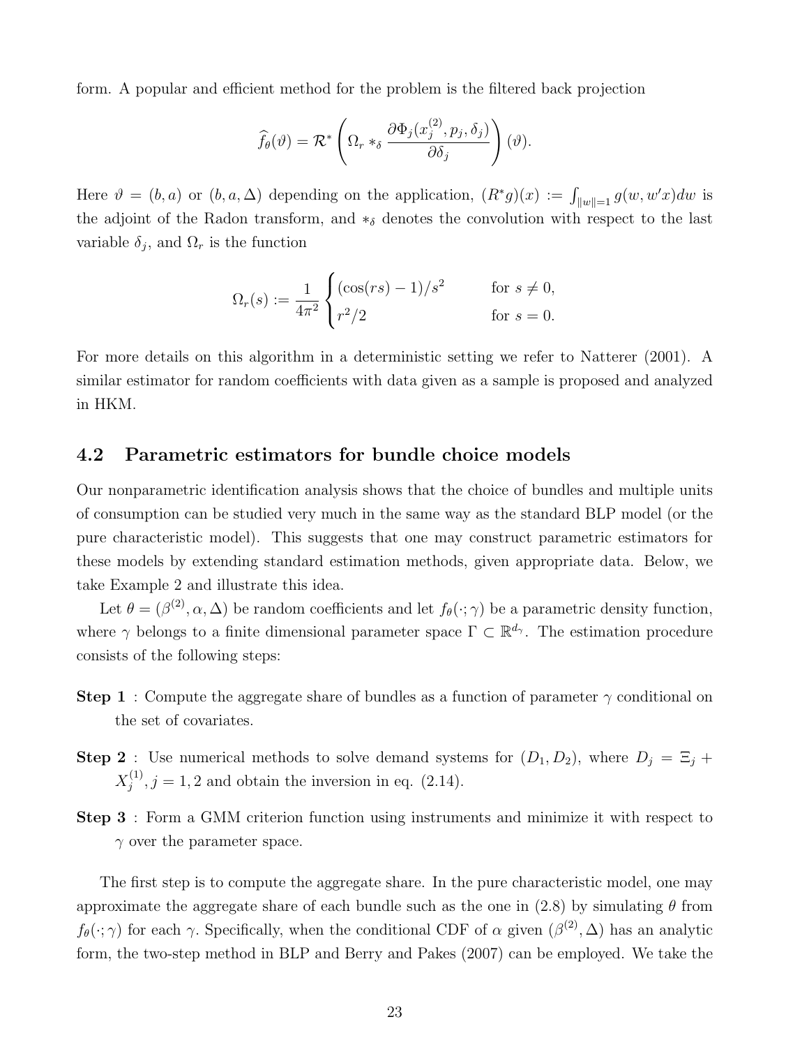form. A popular and efficient method for the problem is the filtered back projection

$$\widehat{f}_\theta(\vartheta) = \mathcal{R}^* \left( \Omega_r *_\delta \frac{\partial \Phi_j(x_j^{(2)}, p_j, \delta_j)}{\partial \delta_j} \right)(\vartheta).$$

Here $\vartheta = (b, a)$ or $(b, a, \Delta)$ depending on the application, $(R^* g)(x) := \int_{\|w\|=1} g(w, w'x) dw$ is the adjoint of the Radon transform, and $*_\delta$ denotes the convolution with respect to the last variable $\delta_j$, and $\Omega_r$ is the function

$$\Omega_r(s) := \frac{1}{4\pi^2} \begin{cases} (\cos(rs) - 1)/s^2 & \text{for } s \neq 0, \\ r^2/2 & \text{for } s = 0. \end{cases}$$

For more details on this algorithm in a deterministic setting we refer to Natterer (2001). A similar estimator for random coefficients with data given as a sample is proposed and analyzed in HKM.

## 4.2 Parametric estimators for bundle choice models

Our nonparametric identification analysis shows that the choice of bundles and multiple units of consumption can be studied very much in the same way as the standard BLP model (or the pure characteristic model). This suggests that one may construct parametric estimators for these models by extending standard estimation methods, given appropriate data. Below, we take Example 2 and illustrate this idea.

Let $\theta = (\beta^{(2)}, \alpha, \Delta)$ be random coefficients and let $f_\theta(\cdot; \gamma)$ be a parametric density function, where $\gamma$ belongs to a finite dimensional parameter space $\Gamma \subset \mathbb{R}^{d_\gamma}$. The estimation procedure consists of the following steps:

**Step 1** : Compute the aggregate share of bundles as a function of parameter $\gamma$ conditional on the set of covariates.

**Step 2** : Use numerical methods to solve demand systems for $(D_1, D_2)$, where $D_j = \Xi_j + X_j^{(1)}, j = 1, 2$ and obtain the inversion in eq. (2.14).

**Step 3** : Form a GMM criterion function using instruments and minimize it with respect to $\gamma$ over the parameter space.

The first step is to compute the aggregate share. In the pure characteristic model, one may approximate the aggregate share of each bundle such as the one in (2.8) by simulating $\theta$ from $f_\theta(\cdot; \gamma)$ for each $\gamma$. Specifically, when the conditional CDF of $\alpha$ given $(\beta^{(2)}, \Delta)$ has an analytic form, the two-step method in BLP and Berry and Pakes (2007) can be employed. We take the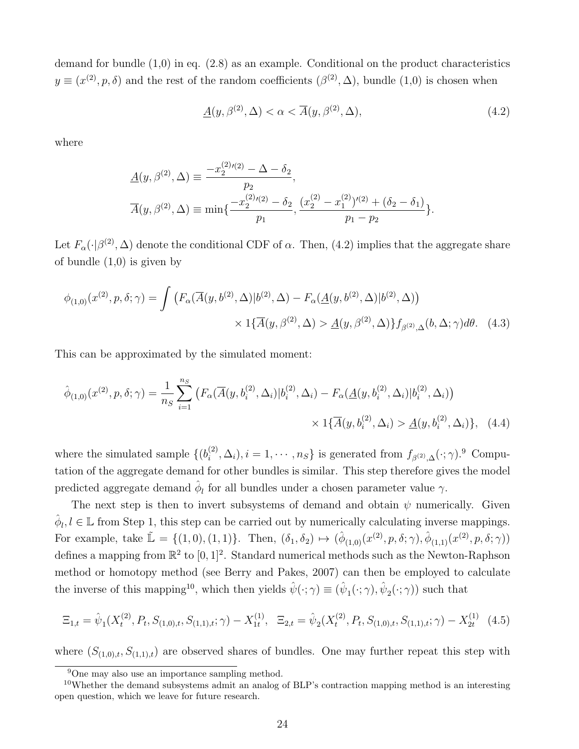demand for bundle (1,0) in eq. (2.8) as an example. Conditional on the product characteristics $y \equiv (x^{(2)}, p, \delta)$ and the rest of the random coefficients $(\beta^{(2)}, \Delta)$, bundle (1,0) is chosen when

$$\underline{A}(y, \beta^{(2)}, \Delta) < \alpha < \overline{A}(y, \beta^{(2)}, \Delta), \tag{4.2}$$

where

$$\underline{A}(y, \beta^{(2)}, \Delta) \equiv \frac{-x_2^{(2)\prime(2)} - \Delta - \delta_2}{p_2},$$
$$\overline{A}(y, \beta^{(2)}, \Delta) \equiv \min\{\frac{-x_2^{(2)\prime(2)} - \delta_2}{p_1}, \frac{(x_2^{(2)} - x_1^{(2)})^{\prime(2)} + (\delta_2 - \delta_1)}{p_1 - p_2}\}.$$

Let $F_\alpha(\cdot|\beta^{(2)}, \Delta)$ denote the conditional CDF of $\alpha$. Then, (4.2) implies that the aggregate share of bundle (1,0) is given by

$$\phi_{(1,0)}(x^{(2)}, p, \delta; \gamma) = \int \left(F_\alpha(\overline{A}(y, b^{(2)}, \Delta)|b^{(2)}, \Delta) - F_\alpha(\underline{A}(y, b^{(2)}, \Delta)|b^{(2)}, \Delta)\right)$$
$$\times 1\{\overline{A}(y, \beta^{(2)}, \Delta) > \underline{A}(y, \beta^{(2)}, \Delta)\} f_{\beta^{(2)},\Delta}(b, \Delta; \gamma) d\theta. \tag{4.3}$$

This can be approximated by the simulated moment:

$$\hat{\phi}_{(1,0)}(x^{(2)}, p, \delta; \gamma) = \frac{1}{n_S} \sum_{i=1}^{n_S} \left(F_\alpha(\overline{A}(y, b_i^{(2)}, \Delta_i)|b_i^{(2)}, \Delta_i) - F_\alpha(\underline{A}(y, b_i^{(2)}, \Delta_i)|b_i^{(2)}, \Delta_i)\right)$$
$$\times 1\{\overline{A}(y, b_i^{(2)}, \Delta_i) > \underline{A}(y, b_i^{(2)}, \Delta_i)\}, \tag{4.4}$$

where the simulated sample $\{(b_i^{(2)}, \Delta_i), i = 1, \cdots, n_S\}$ is generated from $f_{\beta^{(2)},\Delta}(\cdot; \gamma)$.[9] Computation of the aggregate demand for other bundles is similar. This step therefore gives the model predicted aggregate demand $\hat{\phi}_l$ for all bundles under a chosen parameter value $\gamma$.

The next step is then to invert subsystems of demand and obtain $\psi$ numerically. Given $\hat{\phi}_l, l \in \mathbb{L}$ from Step 1, this step can be carried out by numerically calculating inverse mappings. For example, take $\tilde{\mathbb{L}} = \{(1,0), (1,1)\}$. Then, $(\delta_1, \delta_2) \mapsto (\hat{\phi}_{(1,0)}(x^{(2)}, p, \delta; \gamma), \hat{\phi}_{(1,1)}(x^{(2)}, p, \delta; \gamma))$ defines a mapping from $\mathbb{R}^2$ to $[0,1]^2$. Standard numerical methods such as the Newton-Raphson method or homotopy method (see Berry and Pakes, 2007) can then be employed to calculate the inverse of this mapping[10], which then yields $\hat{\psi}(\cdot; \gamma) \equiv (\hat{\psi}_1(\cdot; \gamma), \hat{\psi}_2(\cdot; \gamma))$ such that

$$\Xi_{1,t} = \hat{\psi}_1(X_t^{(2)}, P_t, S_{(1,0),t}, S_{(1,1),t}; \gamma) - X_{1t}^{(1)}, \quad \Xi_{2,t} = \hat{\psi}_2(X_t^{(2)}, P_t, S_{(1,0),t}, S_{(1,1),t}; \gamma) - X_{2t}^{(1)} \tag{4.5}$$

where $(S_{(1,0),t}, S_{(1,1),t})$ are observed shares of bundles. One may further repeat this step with

[9] One may also use an importance sampling method.

[10] Whether the demand subsystems admit an analog of BLP's contraction mapping method is an interesting open question, which we leave for future research.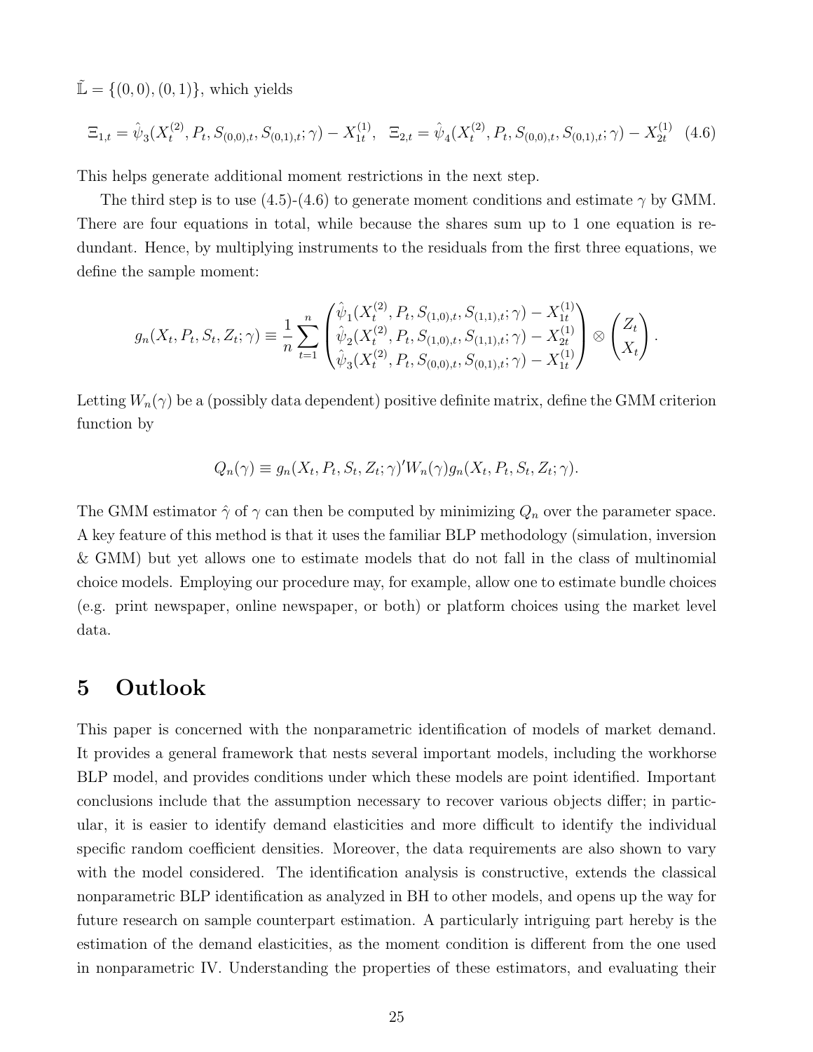$\tilde{\mathbb{L}} = \{(0,0),(0,1)\}$, which yields

$$\Xi_{1,t} = \hat{\psi}_3(X_t^{(2)}, P_t, S_{(0,0),t}, S_{(0,1),t}; \gamma) - X_{1t}^{(1)}, \quad \Xi_{2,t} = \hat{\psi}_4(X_t^{(2)}, P_t, S_{(0,0),t}, S_{(0,1),t}; \gamma) - X_{2t}^{(1)} \quad (4.6)$$

This helps generate additional moment restrictions in the next step.

The third step is to use (4.5)-(4.6) to generate moment conditions and estimate $\gamma$ by GMM. There are four equations in total, while because the shares sum up to 1 one equation is redundant. Hence, by multiplying instruments to the residuals from the first three equations, we define the sample moment:

$$g_n(X_t, P_t, S_t, Z_t; \gamma) \equiv \frac{1}{n} \sum_{t=1}^{n} \begin{pmatrix} \hat{\psi}_1(X_t^{(2)}, P_t, S_{(1,0),t}, S_{(1,1),t}; \gamma) - X_{1t}^{(1)} \\ \hat{\psi}_2(X_t^{(2)}, P_t, S_{(1,0),t}, S_{(1,1),t}; \gamma) - X_{2t}^{(1)} \\ \hat{\psi}_3(X_t^{(2)}, P_t, S_{(0,0),t}, S_{(0,1),t}; \gamma) - X_{1t}^{(1)} \end{pmatrix} \otimes \begin{pmatrix} Z_t \\ X_t \end{pmatrix}.$$

Letting $W_n(\gamma)$ be a (possibly data dependent) positive definite matrix, define the GMM criterion function by

$$Q_n(\gamma) \equiv g_n(X_t, P_t, S_t, Z_t; \gamma)' W_n(\gamma) g_n(X_t, P_t, S_t, Z_t; \gamma).$$

The GMM estimator $\hat{\gamma}$ of $\gamma$ can then be computed by minimizing $Q_n$ over the parameter space. A key feature of this method is that it uses the familiar BLP methodology (simulation, inversion & GMM) but yet allows one to estimate models that do not fall in the class of multinomial choice models. Employing our procedure may, for example, allow one to estimate bundle choices (e.g. print newspaper, online newspaper, or both) or platform choices using the market level data.

# 5 Outlook

This paper is concerned with the nonparametric identification of models of market demand. It provides a general framework that nests several important models, including the workhorse BLP model, and provides conditions under which these models are point identified. Important conclusions include that the assumption necessary to recover various objects differ; in particular, it is easier to identify demand elasticities and more difficult to identify the individual specific random coefficient densities. Moreover, the data requirements are also shown to vary with the model considered. The identification analysis is constructive, extends the classical nonparametric BLP identification as analyzed in BH to other models, and opens up the way for future research on sample counterpart estimation. A particularly intriguing part hereby is the estimation of the demand elasticities, as the moment condition is different from the one used in nonparametric IV. Understanding the properties of these estimators, and evaluating their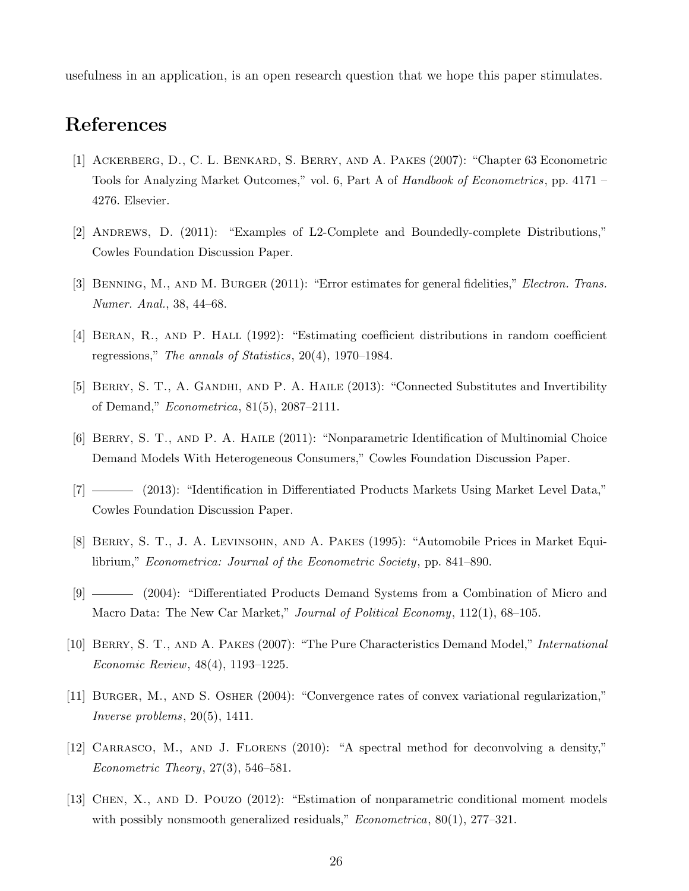usefulness in an application, is an open research question that we hope this paper stimulates.

# References

[1] Ackerberg, D., C. L. Benkard, S. Berry, and A. Pakes (2007): "Chapter 63 Econometric Tools for Analyzing Market Outcomes," vol. 6, Part A of *Handbook of Econometrics*, pp. 4171 – 4276. Elsevier.

[2] Andrews, D. (2011): "Examples of L2-Complete and Boundedly-complete Distributions," Cowles Foundation Discussion Paper.

[3] Benning, M., and M. Burger (2011): "Error estimates for general fidelities," *Electron. Trans. Numer. Anal.*, 38, 44–68.

[4] Beran, R., and P. Hall (1992): "Estimating coefficient distributions in random coefficient regressions," *The annals of Statistics*, 20(4), 1970–1984.

[5] Berry, S. T., A. Gandhi, and P. A. Haile (2013): "Connected Substitutes and Invertibility of Demand," *Econometrica*, 81(5), 2087–2111.

[6] Berry, S. T., and P. A. Haile (2011): "Nonparametric Identification of Multinomial Choice Demand Models With Heterogeneous Consumers," Cowles Foundation Discussion Paper.

[7] ——— (2013): "Identification in Differentiated Products Markets Using Market Level Data," Cowles Foundation Discussion Paper.

[8] Berry, S. T., J. A. Levinsohn, and A. Pakes (1995): "Automobile Prices in Market Equilibrium," *Econometrica: Journal of the Econometric Society*, pp. 841–890.

[9] ——— (2004): "Differentiated Products Demand Systems from a Combination of Micro and Macro Data: The New Car Market," *Journal of Political Economy*, 112(1), 68–105.

[10] Berry, S. T., and A. Pakes (2007): "The Pure Characteristics Demand Model," *International Economic Review*, 48(4), 1193–1225.

[11] Burger, M., and S. Osher (2004): "Convergence rates of convex variational regularization," *Inverse problems*, 20(5), 1411.

[12] Carrasco, M., and J. Florens (2010): "A spectral method for deconvolving a density," *Econometric Theory*, 27(3), 546–581.

[13] Chen, X., and D. Pouzo (2012): "Estimation of nonparametric conditional moment models with possibly nonsmooth generalized residuals," *Econometrica*, 80(1), 277–321.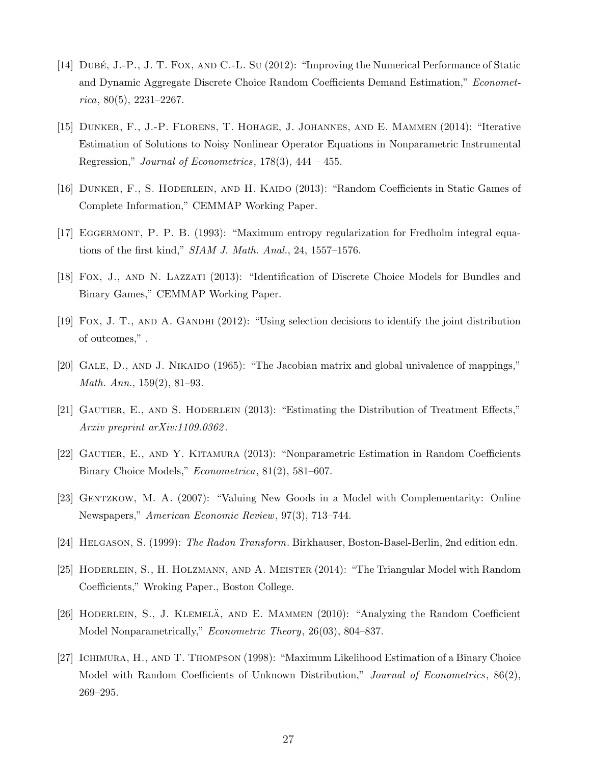[14] Dubé, J.-P., J. T. Fox, and C.-L. Su (2012): "Improving the Numerical Performance of Static and Dynamic Aggregate Discrete Choice Random Coefficients Demand Estimation," *Econometrica*, 80(5), 2231–2267.

[15] Dunker, F., J.-P. Florens, T. Hohage, J. Johannes, and E. Mammen (2014): "Iterative Estimation of Solutions to Noisy Nonlinear Operator Equations in Nonparametric Instrumental Regression," *Journal of Econometrics*, 178(3), 444 – 455.

[16] Dunker, F., S. Hoderlein, and H. Kaido (2013): "Random Coefficients in Static Games of Complete Information," CEMMAP Working Paper.

[17] Eggermont, P. P. B. (1993): "Maximum entropy regularization for Fredholm integral equations of the first kind," *SIAM J. Math. Anal.*, 24, 1557–1576.

[18] Fox, J., and N. Lazzati (2013): "Identification of Discrete Choice Models for Bundles and Binary Games," CEMMAP Working Paper.

[19] Fox, J. T., and A. Gandhi (2012): "Using selection decisions to identify the joint distribution of outcomes," .

[20] Gale, D., and J. Nikaido (1965): "The Jacobian matrix and global univalence of mappings," *Math. Ann.*, 159(2), 81–93.

[21] Gautier, E., and S. Hoderlein (2013): "Estimating the Distribution of Treatment Effects," *Arxiv preprint arXiv:1109.0362*.

[22] Gautier, E., and Y. Kitamura (2013): "Nonparametric Estimation in Random Coefficients Binary Choice Models," *Econometrica*, 81(2), 581–607.

[23] Gentzkow, M. A. (2007): "Valuing New Goods in a Model with Complementarity: Online Newspapers," *American Economic Review*, 97(3), 713–744.

[24] Helgason, S. (1999): *The Radon Transform*. Birkhauser, Boston-Basel-Berlin, 2nd edition edn.

[25] Hoderlein, S., H. Holzmann, and A. Meister (2014): "The Triangular Model with Random Coefficients," Wroking Paper., Boston College.

[26] Hoderlein, S., J. Klemelä, and E. Mammen (2010): "Analyzing the Random Coefficient Model Nonparametrically," *Econometric Theory*, 26(03), 804–837.

[27] Ichimura, H., and T. Thompson (1998): "Maximum Likelihood Estimation of a Binary Choice Model with Random Coefficients of Unknown Distribution," *Journal of Econometrics*, 86(2), 269–295.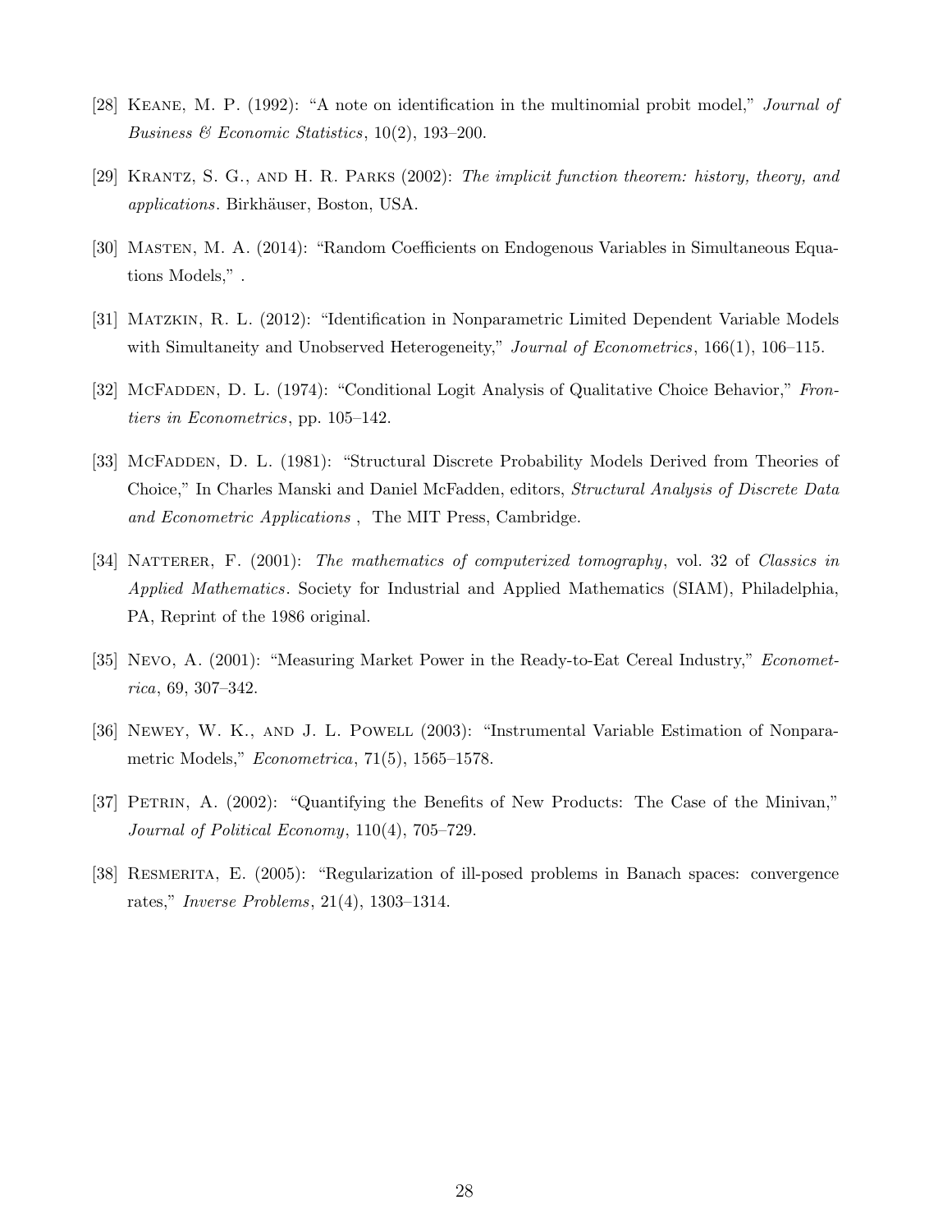[28] Keane, M. P. (1992): "A note on identification in the multinomial probit model," *Journal of Business & Economic Statistics*, 10(2), 193–200.

[29] Krantz, S. G., and H. R. Parks (2002): *The implicit function theorem: history, theory, and applications*. Birkhäuser, Boston, USA.

[30] Masten, M. A. (2014): "Random Coefficients on Endogenous Variables in Simultaneous Equations Models," .

[31] Matzkin, R. L. (2012): "Identification in Nonparametric Limited Dependent Variable Models with Simultaneity and Unobserved Heterogeneity," *Journal of Econometrics*, 166(1), 106–115.

[32] McFadden, D. L. (1974): "Conditional Logit Analysis of Qualitative Choice Behavior," *Frontiers in Econometrics*, pp. 105–142.

[33] McFadden, D. L. (1981): "Structural Discrete Probability Models Derived from Theories of Choice," In Charles Manski and Daniel McFadden, editors, *Structural Analysis of Discrete Data and Econometric Applications* , The MIT Press, Cambridge.

[34] Natterer, F. (2001): *The mathematics of computerized tomography*, vol. 32 of *Classics in Applied Mathematics*. Society for Industrial and Applied Mathematics (SIAM), Philadelphia, PA, Reprint of the 1986 original.

[35] Nevo, A. (2001): "Measuring Market Power in the Ready-to-Eat Cereal Industry," *Econometrica*, 69, 307–342.

[36] Newey, W. K., and J. L. Powell (2003): "Instrumental Variable Estimation of Nonparametric Models," *Econometrica*, 71(5), 1565–1578.

[37] Petrin, A. (2002): "Quantifying the Benefits of New Products: The Case of the Minivan," *Journal of Political Economy*, 110(4), 705–729.

[38] Resmerita, E. (2005): "Regularization of ill-posed problems in Banach spaces: convergence rates," *Inverse Problems*, 21(4), 1303–1314.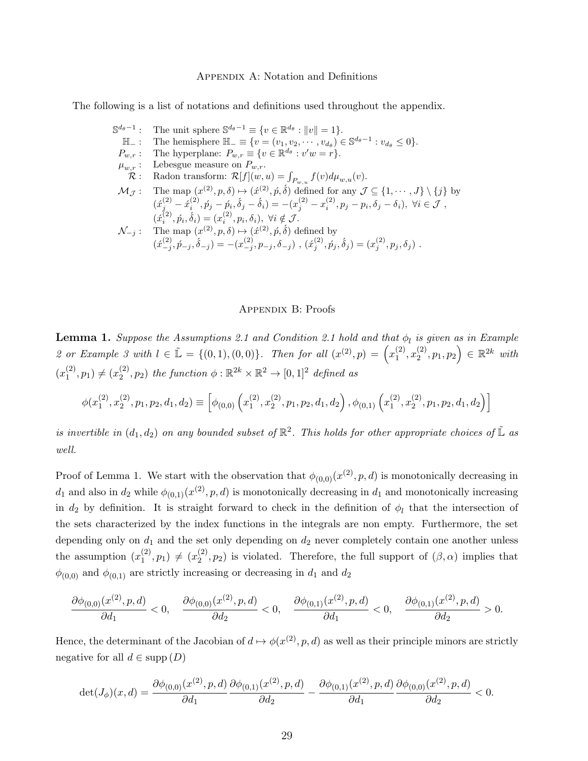# Appendix A: Notation and Definitions

The following is a list of notations and definitions used throughout the appendix.

- $\mathbb{S}^{d_\theta - 1}$: The unit sphere $\mathbb{S}^{d_\theta-1} \equiv \{v \in \mathbb{R}^{d_\theta} : \|v\| = 1\}$.
- $\mathbb{H}_-$: The hemisphere $\mathbb{H}_- \equiv \{v = (v_1, v_2, \cdots, v_{d_\theta}) \in \mathbb{S}^{d_\theta - 1} : v_{d_\theta} \leq 0\}$.
- $P_{w,r}$: The hyperplane: $P_{w,r} \equiv \{v \in \mathbb{R}^{d_\theta} : v'w = r\}$.
- $\mu_{w,r}$: Lebesgue measure on $P_{w,r}$.
- $\mathcal{R}$: Radon transform: $\mathcal{R}[f](w,u) = \int_{P_{w,u}} f(v) d\mu_{w,u}(v)$.
- $\mathcal{M}_{\mathcal{J}}$: The map $(x^{(2)}, p, \delta) \mapsto (\acute{x}^{(2)}, \acute{p}, \acute{\delta})$ defined for any $\mathcal{J} \subseteq \{1, \cdots, J\} \setminus \{j\}$ by $(\acute{x}^{(2)}_j - \acute{x}^{(2)}_i, \acute{p}_j - \acute{p}_i, \acute{\delta}_j - \acute{\delta}_i) = -(x^{(2)}_j - x^{(2)}_i, p_j - p_i, \delta_j - \delta_i), \ \forall i \in \mathcal{J}$, $(\acute{x}^{(2)}_i, \acute{p}_i, \acute{\delta}_i) = (x^{(2)}_i, p_i, \delta_i), \ \forall i \notin \mathcal{J}$.
- $\mathcal{N}_{-j}$: The map $(x^{(2)}, p, \delta) \mapsto (\acute{x}^{(2)}, \acute{p}, \acute{\delta})$ defined by $(\acute{x}^{(2)}_{-j}, \acute{p}_{-j}, \acute{\delta}_{-j}) = -(x^{(2)}_{-j}, p_{-j}, \delta_{-j})$ , $(\acute{x}^{(2)}_j, \acute{p}_j, \acute{\delta}_j) = (x^{(2)}_j, p_j, \delta_j)$ .

# Appendix B: Proofs

**Lemma 1.** *Suppose the Assumptions 2.1 and Condition 2.1 hold and that $\phi_l$ is given as in Example 2 or Example 3 with $l \in \tilde{\mathbb{L}} = \{(0,1),(0,0)\}$. Then for all $(x^{(2)}, p) = \left(x^{(2)}_1, x^{(2)}_2, p_1, p_2\right) \in \mathbb{R}^{2k}$ with $(x^{(2)}_1, p_1) \neq (x^{(2)}_2, p_2)$ the function $\phi : \mathbb{R}^{2k} \times \mathbb{R}^2 \to [0,1]^2$ defined as*

$$\phi(x^{(2)}_1, x^{(2)}_2, p_1, p_2, d_1, d_2) \equiv \left[\phi_{(0,0)}\left(x^{(2)}_1, x^{(2)}_2, p_1, p_2, d_1, d_2\right), \phi_{(0,1)}\left(x^{(2)}_1, x^{(2)}_2, p_1, p_2, d_1, d_2\right)\right]$$

*is invertible in $(d_1, d_2)$ on any bounded subset of $\mathbb{R}^2$. This holds for other appropriate choices of $\tilde{\mathbb{L}}$ as well.*

Proof of Lemma 1. We start with the observation that $\phi_{(0,0)}(x^{(2)}, p, d)$ is monotonically decreasing in $d_1$ and also in $d_2$ while $\phi_{(0,1)}(x^{(2)}, p, d)$ is monotonically decreasing in $d_1$ and monotonically increasing in $d_2$ by definition. It is straight forward to check in the definition of $\phi_l$ that the intersection of the sets characterized by the index functions in the integrals are non empty. Furthermore, the set depending only on $d_1$ and the set only depending on $d_2$ never completely contain one another unless the assumption $(x^{(2)}_1, p_1) \neq (x^{(2)}_2, p_2)$ is violated. Therefore, the full support of $(\beta, \alpha)$ implies that $\phi_{(0,0)}$ and $\phi_{(0,1)}$ are strictly increasing or decreasing in $d_1$ and $d_2$

$$\frac{\partial \phi_{(0,0)}(x^{(2)}, p, d)}{\partial d_1} < 0, \quad \frac{\partial \phi_{(0,0)}(x^{(2)}, p, d)}{\partial d_2} < 0, \quad \frac{\partial \phi_{(0,1)}(x^{(2)}, p, d)}{\partial d_1} < 0, \quad \frac{\partial \phi_{(0,1)}(x^{(2)}, p, d)}{\partial d_2} > 0.$$

Hence, the determinant of the Jacobian of $d \mapsto \phi(x^{(2)}, p, d)$ as well as their principle minors are strictly negative for all $d \in \text{supp}(D)$

$$\det(J_\phi)(x,d) = \frac{\partial \phi_{(0,0)}(x^{(2)}, p, d)}{\partial d_1} \frac{\partial \phi_{(0,1)}(x^{(2)}, p, d)}{\partial d_2} - \frac{\partial \phi_{(0,1)}(x^{(2)}, p, d)}{\partial d_1} \frac{\partial \phi_{(0,0)}(x^{(2)}, p, d)}{\partial d_2} < 0.$$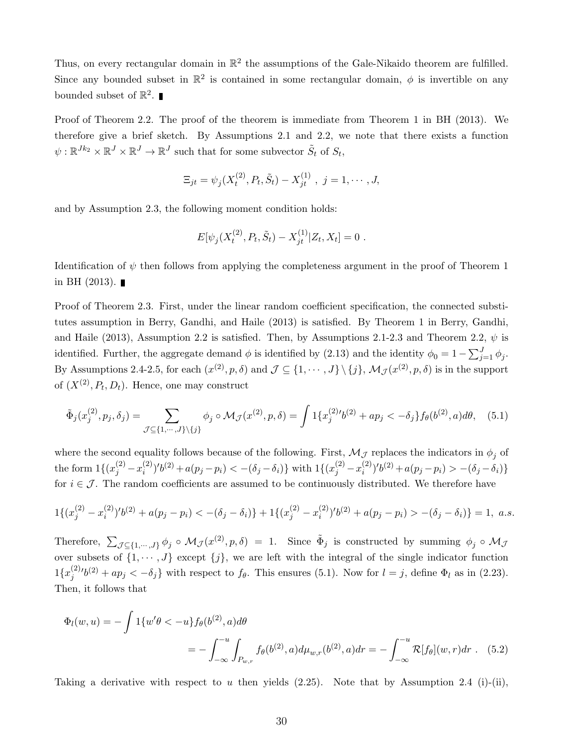Thus, on every rectangular domain in $\mathbb{R}^2$ the assumptions of the Gale-Nikaido theorem are fulfilled. Since any bounded subset in $\mathbb{R}^2$ is contained in some rectangular domain, $\phi$ is invertible on any bounded subset of $\mathbb{R}^2$. ∎

Proof of Theorem 2.2. The proof of the theorem is immediate from Theorem 1 in BH (2013). We therefore give a brief sketch. By Assumptions 2.1 and 2.2, we note that there exists a function $\psi : \mathbb{R}^{Jk_2} \times \mathbb{R}^J \times \mathbb{R}^J \to \mathbb{R}^J$ such that for some subvector $\tilde{S}_t$ of $S_t$,

$$\Xi_{jt} = \psi_j(X_t^{(2)}, P_t, \tilde{S}_t) - X_{jt}^{(1)} \ , \ j = 1, \cdots, J,$$

and by Assumption 2.3, the following moment condition holds:

$$E[\psi_j(X_t^{(2)}, P_t, \tilde{S}_t) - X_{jt}^{(1)} | Z_t, X_t] = 0 \ .$$

Identification of $\psi$ then follows from applying the completeness argument in the proof of Theorem 1 in BH (2013). ∎

Proof of Theorem 2.3. First, under the linear random coefficient specification, the connected substitutes assumption in Berry, Gandhi, and Haile (2013) is satisfied. By Theorem 1 in Berry, Gandhi, and Haile (2013), Assumption 2.2 is satisfied. Then, by Assumptions 2.1-2.3 and Theorem 2.2, $\psi$ is identified. Further, the aggregate demand $\phi$ is identified by (2.13) and the identity $\phi_0 = 1 - \sum_{j=1}^J \phi_j$. By Assumptions 2.4-2.5, for each $(x^{(2)}, p, \delta)$ and $\mathcal{J} \subseteq \{1, \cdots, J\} \setminus \{j\}$, $\mathcal{M}_{\mathcal{J}}(x^{(2)}, p, \delta)$ is in the support of $(X^{(2)}, P_t, D_t)$. Hence, one may construct

$$\tilde{\Phi}_j(x_j^{(2)}, p_j, \delta_j) = \sum_{\mathcal{J} \subseteq \{1, \cdots, J\} \setminus \{j\}} \phi_j \circ \mathcal{M}_{\mathcal{J}}(x^{(2)}, p, \delta) = \int 1\{x_j^{(2)\prime} b^{(2)} + a p_j < -\delta_j\} f_\theta(b^{(2)}, a) d\theta, \quad (5.1)$$

where the second equality follows because of the following. First, $\mathcal{M}_{\mathcal{J}}$ replaces the indicators in $\phi_j$ of the form $1\{(x_j^{(2)} - x_i^{(2)})' b^{(2)} + a(p_j - p_i) < -(\delta_j - \delta_i)\}$ with $1\{(x_j^{(2)} - x_i^{(2)})' b^{(2)} + a(p_j - p_i) > -(\delta_j - \delta_i)\}$ for $i \in \mathcal{J}$. The random coefficients are assumed to be continuously distributed. We therefore have

$$1\{(x_j^{(2)} - x_i^{(2)})' b^{(2)} + a(p_j - p_i) < -(\delta_j - \delta_i)\} + 1\{(x_j^{(2)} - x_i^{(2)})' b^{(2)} + a(p_j - p_i) > -(\delta_j - \delta_i)\} = 1, \ a.s.$$

Therefore, $\sum_{\mathcal{J} \subseteq \{1, \cdots, J\}} \phi_j \circ \mathcal{M}_{\mathcal{J}}(x^{(2)}, p, \delta) = 1$. Since $\tilde{\Phi}_j$ is constructed by summing $\phi_j \circ \mathcal{M}_{\mathcal{J}}$ over subsets of $\{1, \cdots, J\}$ except $\{j\}$, we are left with the integral of the single indicator function $1\{x_j^{(2)\prime} b^{(2)} + a p_j < -\delta_j\}$ with respect to $f_\theta$. This ensures (5.1). Now for $l = j$, define $\Phi_l$ as in (2.23). Then, it follows that

$$\begin{aligned} \Phi_l(w, u) &= -\int 1\{w'\theta < -u\} f_\theta(b^{(2)}, a) d\theta \\ &= -\int_{-\infty}^{-u} \int_{P_{w,r}} f_\theta(b^{(2)}, a) d\mu_{w,r}(b^{(2)}, a) dr = -\int_{-\infty}^{-u} \mathcal{R}[f_\theta](w, r) dr \ . \quad (5.2) \end{aligned}$$

Taking a derivative with respect to $u$ then yields (2.25). Note that by Assumption 2.4 (i)-(ii),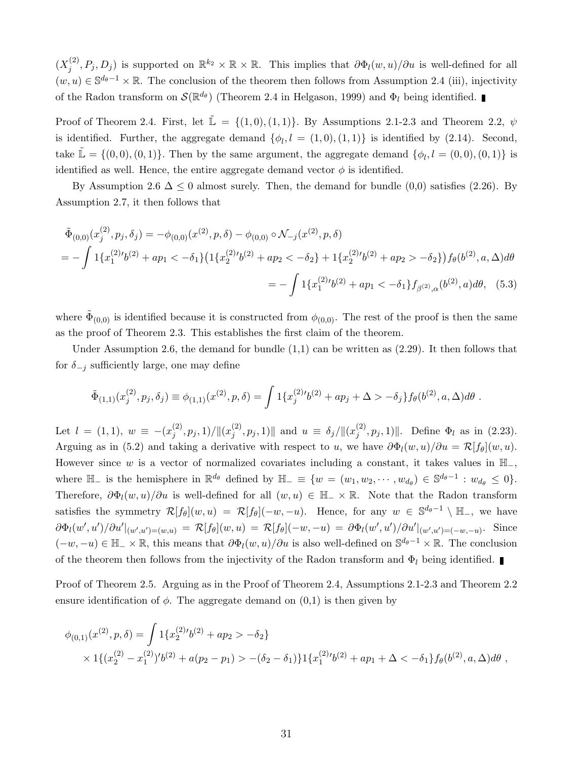$(X_j^{(2)}, P_j, D_j)$ is supported on $\mathbb{R}^{k_2} \times \mathbb{R} \times \mathbb{R}$. This implies that $\partial \Phi_l(w,u)/\partial u$ is well-defined for all $(w,u) \in \mathbb{S}^{d_\theta - 1} \times \mathbb{R}$. The conclusion of the theorem then follows from Assumption 2.4 (iii), injectivity of the Radon transform on $\mathcal{S}(\mathbb{R}^{d_\theta})$ (Theorem 2.4 in Helgason, 1999) and $\Phi_l$ being identified. ∎

Proof of Theorem 2.4. First, let $\tilde{\mathbb{L}} = \{(1,0),(1,1)\}$. By Assumptions 2.1-2.3 and Theorem 2.2, $\psi$ is identified. Further, the aggregate demand $\{\phi_l, l = (1,0),(1,1)\}$ is identified by (2.14). Second, take $\tilde{\mathbb{L}} = \{(0,0),(0,1)\}$. Then by the same argument, the aggregate demand $\{\phi_l, l = (0,0),(0,1)\}$ is identified as well. Hence, the entire aggregate demand vector $\phi$ is identified.

By Assumption 2.6 $\Delta \le 0$ almost surely. Then, the demand for bundle (0,0) satisfies (2.26). By Assumption 2.7, it then follows that

$$
\begin{aligned}
&\tilde{\Phi}_{(0,0)}(x_j^{(2)}, p_j, \delta_j) = -\phi_{(0,0)}(x^{(2)}, p, \delta) - \phi_{(0,0)} \circ \mathcal{N}_{-j}(x^{(2)}, p, \delta) \\
&= -\int 1\{x_1^{(2)\prime} b^{(2)} + a p_1 < -\delta_1\}\big(1\{x_2^{(2)\prime} b^{(2)} + a p_2 < -\delta_2\} + 1\{x_2^{(2)\prime} b^{(2)} + a p_2 > -\delta_2\}\big) f_\theta(b^{(2)}, a, \Delta) d\theta \\
&\qquad\qquad\qquad\qquad\qquad\qquad = -\int 1\{x_1^{(2)\prime} b^{(2)} + a p_1 < -\delta_1\} f_{\beta^{(2)},\alpha}(b^{(2)}, a) d\theta, \quad (5.3)
\end{aligned}
$$

where $\tilde{\Phi}_{(0,0)}$ is identified because it is constructed from $\phi_{(0,0)}$. The rest of the proof is then the same as the proof of Theorem 2.3. This establishes the first claim of the theorem.

Under Assumption 2.6, the demand for bundle (1,1) can be written as (2.29). It then follows that for $\delta_{-j}$ sufficiently large, one may define

$$
\tilde{\Phi}_{(1,1)}(x_j^{(2)}, p_j, \delta_j) \equiv \phi_{(1,1)}(x^{(2)}, p, \delta) = \int 1\{x_j^{(2)\prime} b^{(2)} + a p_j + \Delta > -\delta_j\} f_\theta(b^{(2)}, a, \Delta) d\theta \ .
$$

Let $l = (1,1)$, $w \equiv -(x_j^{(2)}, p_j, 1)/\|(x_j^{(2)}, p_j, 1)\|$ and $u \equiv \delta_j / \|(x_j^{(2)}, p_j, 1)\|$. Define $\Phi_l$ as in (2.23). Arguing as in (5.2) and taking a derivative with respect to $u$, we have $\partial \Phi_l(w,u)/\partial u = \mathcal{R}[f_\theta](w,u)$. However since $w$ is a vector of normalized covariates including a constant, it takes values in $\mathbb{H}_-$, where $\mathbb{H}_-$ is the hemisphere in $\mathbb{R}^{d_\theta}$ defined by $\mathbb{H}_- \equiv \{w = (w_1, w_2, \cdots, w_{d_\theta}) \in \mathbb{S}^{d_\theta - 1} : w_{d_\theta} \le 0\}$. Therefore, $\partial \Phi_l(w,u)/\partial u$ is well-defined for all $(w,u) \in \mathbb{H}_- \times \mathbb{R}$. Note that the Radon transform satisfies the symmetry $\mathcal{R}[f_\theta](w,u) = \mathcal{R}[f_\theta](-w,-u)$. Hence, for any $w \in \mathbb{S}^{d_\theta - 1} \setminus \mathbb{H}_-$, we have $\partial \Phi_l(w',u')/\partial u'|_{(w',u')=(w,u)} = \mathcal{R}[f_\theta](w,u) = \mathcal{R}[f_\theta](-w,-u) = \partial \Phi_l(w',u')/\partial u'|_{(w',u')=(-w,-u)}$. Since $(-w,-u) \in \mathbb{H}_- \times \mathbb{R}$, this means that $\partial \Phi_l(w,u)/\partial u$ is also well-defined on $\mathbb{S}^{d_\theta - 1} \times \mathbb{R}$. The conclusion of the theorem then follows from the injectivity of the Radon transform and $\Phi_l$ being identified. ∎

Proof of Theorem 2.5. Arguing as in the Proof of Theorem 2.4, Assumptions 2.1-2.3 and Theorem 2.2 ensure identification of $\phi$. The aggregate demand on (0,1) is then given by

$$
\begin{aligned}
\phi_{(0,1)}(x^{(2)}, p, \delta) = \int & 1\{x_2^{(2)\prime} b^{(2)} + a p_2 > -\delta_2\} \\
& \times 1\{(x_2^{(2)} - x_1^{(2)})' b^{(2)} + a(p_2 - p_1) > -(\delta_2 - \delta_1)\} 1\{x_1^{(2)\prime} b^{(2)} + a p_1 + \Delta < -\delta_1\} f_\theta(b^{(2)}, a, \Delta) d\theta \ ,
\end{aligned}
$$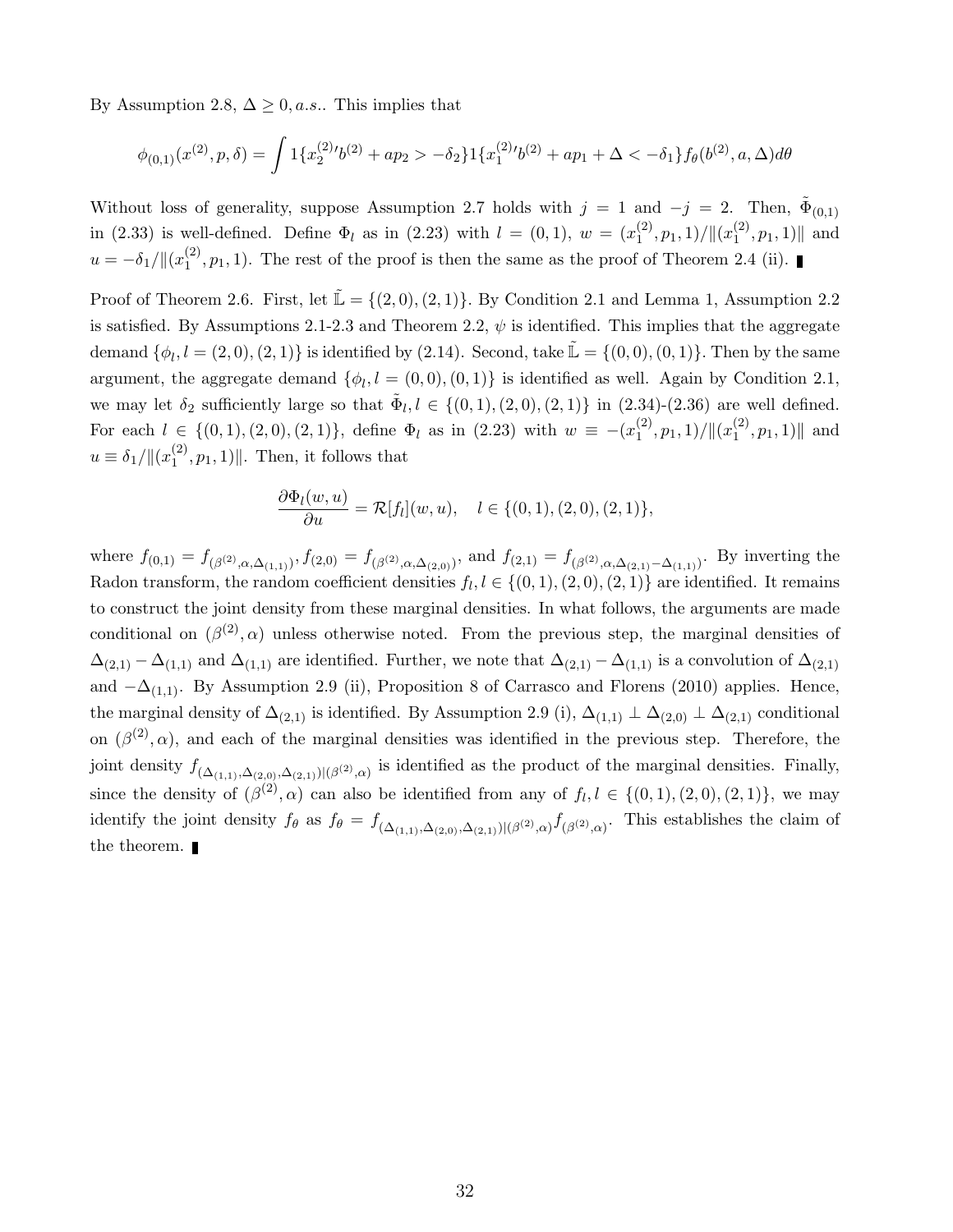By Assumption 2.8, $\Delta \geq 0, a.s.$. This implies that

$$\phi_{(0,1)}(x^{(2)}, p, \delta) = \int 1\{x_2^{(2)\prime} b^{(2)} + ap_2 > -\delta_2\} 1\{x_1^{(2)\prime} b^{(2)} + ap_1 + \Delta < -\delta_1\} f_\theta(b^{(2)}, a, \Delta) d\theta$$

Without loss of generality, suppose Assumption 2.7 holds with $j = 1$ and $-j = 2$. Then, $\tilde{\Phi}_{(0,1)}$ in (2.33) is well-defined. Define $\Phi_l$ as in (2.23) with $l = (0,1)$, $w = (x_1^{(2)}, p_1, 1)/\|(x_1^{(2)}, p_1, 1)\|$ and $u = -\delta_1/\|(x_1^{(2)}, p_1, 1)$. The rest of the proof is then the same as the proof of Theorem 2.4 (ii). ∎

Proof of Theorem 2.6. First, let $\tilde{\mathbb{L}} = \{(2,0),(2,1)\}$. By Condition 2.1 and Lemma 1, Assumption 2.2 is satisfied. By Assumptions 2.1-2.3 and Theorem 2.2, $\psi$ is identified. This implies that the aggregate demand $\{\phi_l, l = (2,0),(2,1)\}$ is identified by (2.14). Second, take $\tilde{\mathbb{L}} = \{(0,0),(0,1)\}$. Then by the same argument, the aggregate demand $\{\phi_l, l = (0,0),(0,1)\}$ is identified as well. Again by Condition 2.1, we may let $\delta_2$ sufficiently large so that $\tilde{\Phi}_l, l \in \{(0,1),(2,0),(2,1)\}$ in (2.34)-(2.36) are well defined. For each $l \in \{(0,1),(2,0),(2,1)\}$, define $\Phi_l$ as in (2.23) with $w \equiv -(x_1^{(2)}, p_1, 1)/\|(x_1^{(2)}, p_1, 1)\|$ and $u \equiv \delta_1/\|(x_1^{(2)}, p_1, 1)\|$. Then, it follows that

$$\frac{\partial \Phi_l(w,u)}{\partial u} = \mathcal{R}[f_l](w,u), \quad l \in \{(0,1),(2,0),(2,1)\},$$

where $f_{(0,1)} = f_{(\beta^{(2)},\alpha,\Delta_{(1,1)})}, f_{(2,0)} = f_{(\beta^{(2)},\alpha,\Delta_{(2,0)})}$, and $f_{(2,1)} = f_{(\beta^{(2)},\alpha,\Delta_{(2,1)}-\Delta_{(1,1)})}$. By inverting the Radon transform, the random coefficient densities $f_l, l \in \{(0,1),(2,0),(2,1)\}$ are identified. It remains to construct the joint density from these marginal densities. In what follows, the arguments are made conditional on $(\beta^{(2)}, \alpha)$ unless otherwise noted. From the previous step, the marginal densities of $\Delta_{(2,1)} - \Delta_{(1,1)}$ and $\Delta_{(1,1)}$ are identified. Further, we note that $\Delta_{(2,1)} - \Delta_{(1,1)}$ is a convolution of $\Delta_{(2,1)}$ and $-\Delta_{(1,1)}$. By Assumption 2.9 (ii), Proposition 8 of Carrasco and Florens (2010) applies. Hence, the marginal density of $\Delta_{(2,1)}$ is identified. By Assumption 2.9 (i), $\Delta_{(1,1)} \perp \Delta_{(2,0)} \perp \Delta_{(2,1)}$ conditional on $(\beta^{(2)}, \alpha)$, and each of the marginal densities was identified in the previous step. Therefore, the joint density $f_{(\Delta_{(1,1)},\Delta_{(2,0)},\Delta_{(2,1)})|(\beta^{(2)},\alpha)}$ is identified as the product of the marginal densities. Finally, since the density of $(\beta^{(2)}, \alpha)$ can also be identified from any of $f_l, l \in \{(0,1),(2,0),(2,1)\}$, we may identify the joint density $f_\theta$ as $f_\theta = f_{(\Delta_{(1,1)},\Delta_{(2,0)},\Delta_{(2,1)})|(\beta^{(2)},\alpha)} f_{(\beta^{(2)},\alpha)}$. This establishes the claim of the theorem. ∎